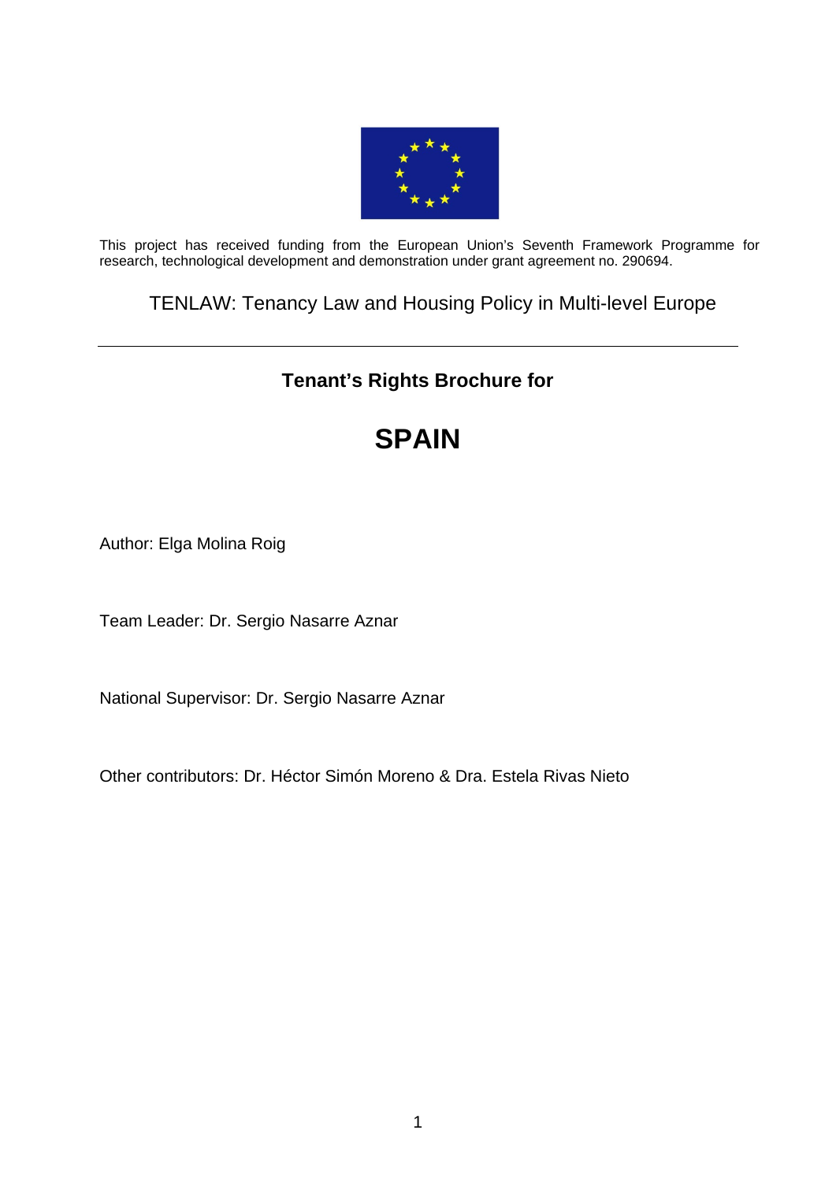This project has received funding from the European Union's Seventh Framework Programme for research, technological development and demonstration under grant agreement no. 290694.

TENLAW: Tenancy Law and Housing Policy in Multi-level Europe

---

## Tenant's Rights Brochure for

# SPAIN

Author: Elga Molina Roig

Team Leader: Dr. Sergio Nasarre Aznar

National Supervisor: Dr. Sergio Nasarre Aznar

Other contributors: Dr. Héctor Simón Moreno & Dra. Estela Rivas Nieto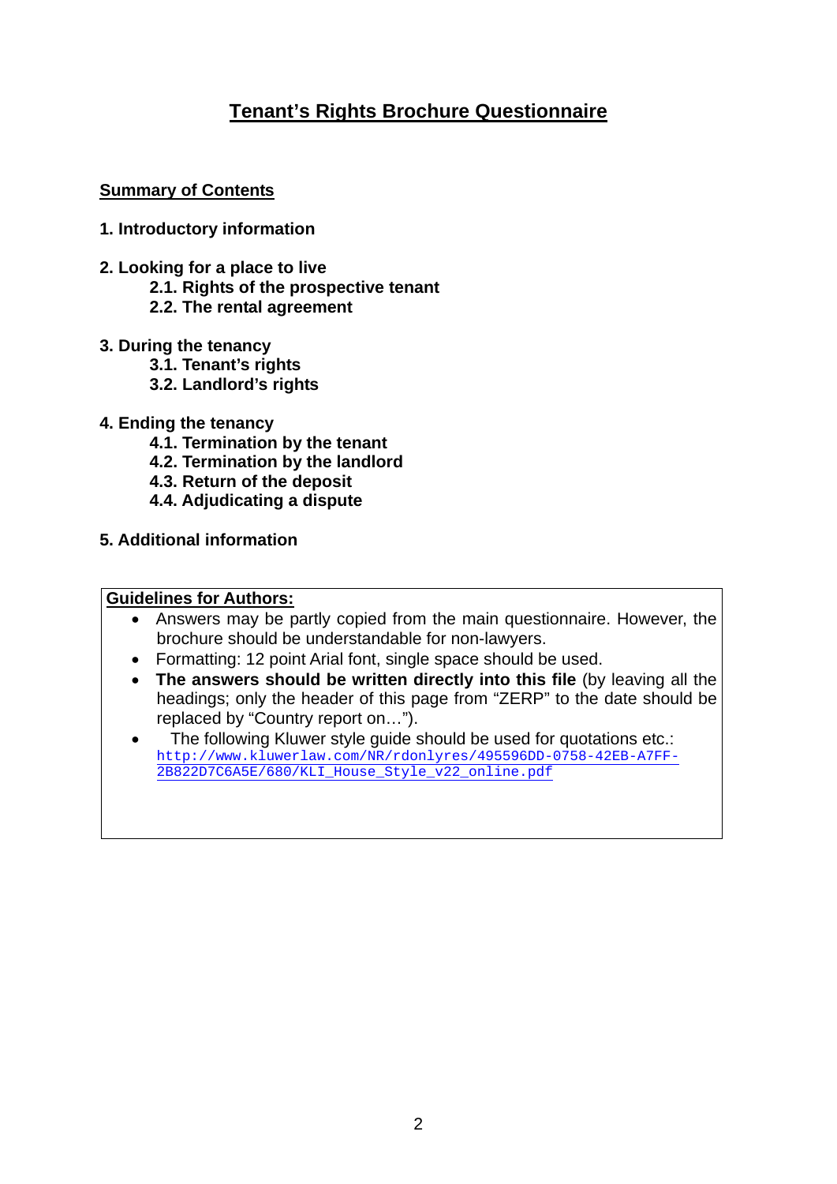# Tenant's Rights Brochure Questionnaire

## Summary of Contents

**1. Introductory information**

**2. Looking for a place to live**
- **2.1. Rights of the prospective tenant**
- **2.2. The rental agreement**

**3. During the tenancy**
- **3.1. Tenant's rights**
- **3.2. Landlord's rights**

**4. Ending the tenancy**
- **4.1. Termination by the tenant**
- **4.2. Termination by the landlord**
- **4.3. Return of the deposit**
- **4.4. Adjudicating a dispute**

**5. Additional information**

**Guidelines for Authors:**

- Answers may be partly copied from the main questionnaire. However, the brochure should be understandable for non-lawyers.
- Formatting: 12 point Arial font, single space should be used.
- **The answers should be written directly into this file** (by leaving all the headings; only the header of this page from "ZERP" to the date should be replaced by "Country report on…").
- The following Kluwer style guide should be used for quotations etc.: http://www.kluwerlaw.com/NR/rdonlyres/495596DD-0758-42EB-A7FF-2B822D7C6A5E/680/KLI_House_Style_v22_online.pdf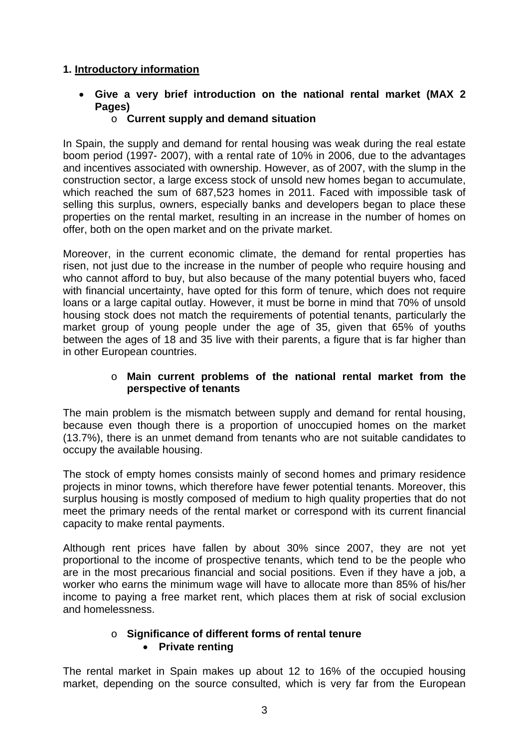## 1. Introductory information

- **Give a very brief introduction on the national rental market (MAX 2 Pages)**
  - **Current supply and demand situation**

In Spain, the supply and demand for rental housing was weak during the real estate boom period (1997- 2007), with a rental rate of 10% in 2006, due to the advantages and incentives associated with ownership. However, as of 2007, with the slump in the construction sector, a large excess stock of unsold new homes began to accumulate, which reached the sum of 687,523 homes in 2011. Faced with impossible task of selling this surplus, owners, especially banks and developers began to place these properties on the rental market, resulting in an increase in the number of homes on offer, both on the open market and on the private market.

Moreover, in the current economic climate, the demand for rental properties has risen, not just due to the increase in the number of people who require housing and who cannot afford to buy, but also because of the many potential buyers who, faced with financial uncertainty, have opted for this form of tenure, which does not require loans or a large capital outlay. However, it must be borne in mind that 70% of unsold housing stock does not match the requirements of potential tenants, particularly the market group of young people under the age of 35, given that 65% of youths between the ages of 18 and 35 live with their parents, a figure that is far higher than in other European countries.

- **Main current problems of the national rental market from the perspective of tenants**

The main problem is the mismatch between supply and demand for rental housing, because even though there is a proportion of unoccupied homes on the market (13.7%), there is an unmet demand from tenants who are not suitable candidates to occupy the available housing.

The stock of empty homes consists mainly of second homes and primary residence projects in minor towns, which therefore have fewer potential tenants. Moreover, this surplus housing is mostly composed of medium to high quality properties that do not meet the primary needs of the rental market or correspond with its current financial capacity to make rental payments.

Although rent prices have fallen by about 30% since 2007, they are not yet proportional to the income of prospective tenants, which tend to be the people who are in the most precarious financial and social positions. Even if they have a job, a worker who earns the minimum wage will have to allocate more than 85% of his/her income to paying a free market rent, which places them at risk of social exclusion and homelessness.

- **Significance of different forms of rental tenure**
  - **Private renting**

The rental market in Spain makes up about 12 to 16% of the occupied housing market, depending on the source consulted, which is very far from the European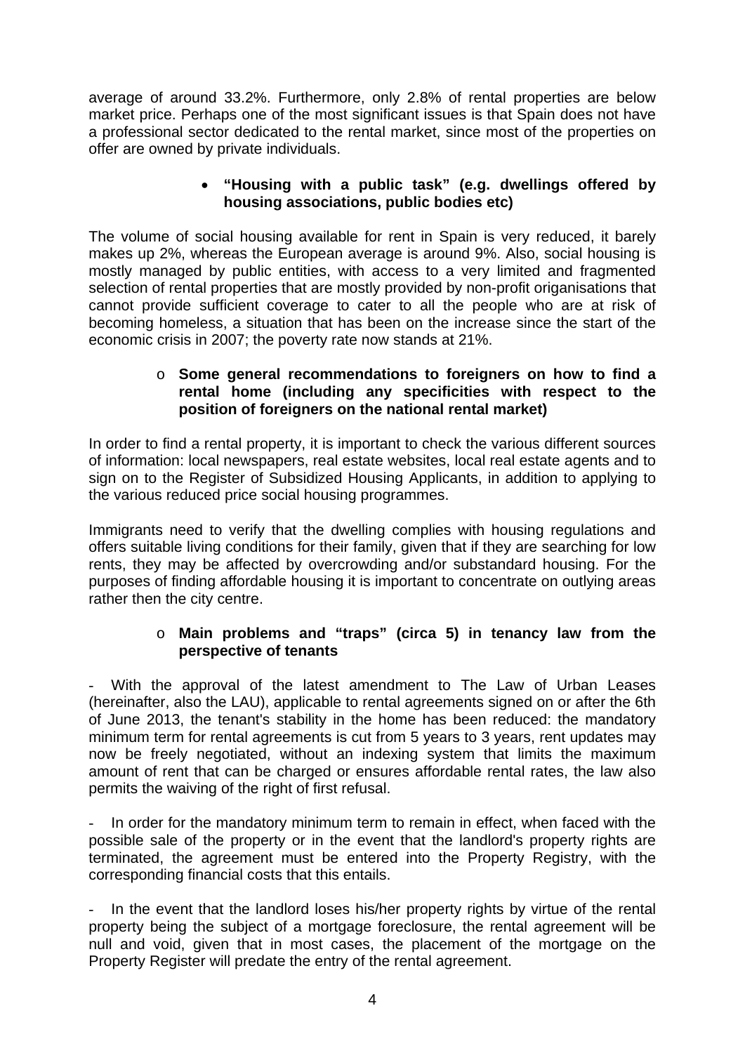average of around 33.2%. Furthermore, only 2.8% of rental properties are below market price. Perhaps one of the most significant issues is that Spain does not have a professional sector dedicated to the rental market, since most of the properties on offer are owned by private individuals.

- **"Housing with a public task" (e.g. dwellings offered by housing associations, public bodies etc)**

The volume of social housing available for rent in Spain is very reduced, it barely makes up 2%, whereas the European average is around 9%. Also, social housing is mostly managed by public entities, with access to a very limited and fragmented selection of rental properties that are mostly provided by non-profit origanisations that cannot provide sufficient coverage to cater to all the people who are at risk of becoming homeless, a situation that has been on the increase since the start of the economic crisis in 2007; the poverty rate now stands at 21%.

- **Some general recommendations to foreigners on how to find a rental home (including any specificities with respect to the position of foreigners on the national rental market)**

In order to find a rental property, it is important to check the various different sources of information: local newspapers, real estate websites, local real estate agents and to sign on to the Register of Subsidized Housing Applicants, in addition to applying to the various reduced price social housing programmes.

Immigrants need to verify that the dwelling complies with housing regulations and offers suitable living conditions for their family, given that if they are searching for low rents, they may be affected by overcrowding and/or substandard housing. For the purposes of finding affordable housing it is important to concentrate on outlying areas rather then the city centre.

- **Main problems and "traps" (circa 5) in tenancy law from the perspective of tenants**

- With the approval of the latest amendment to The Law of Urban Leases (hereinafter, also the LAU), applicable to rental agreements signed on or after the 6th of June 2013, the tenant's stability in the home has been reduced: the mandatory minimum term for rental agreements is cut from 5 years to 3 years, rent updates may now be freely negotiated, without an indexing system that limits the maximum amount of rent that can be charged or ensures affordable rental rates, the law also permits the waiving of the right of first refusal.

- In order for the mandatory minimum term to remain in effect, when faced with the possible sale of the property or in the event that the landlord's property rights are terminated, the agreement must be entered into the Property Registry, with the corresponding financial costs that this entails.

- In the event that the landlord loses his/her property rights by virtue of the rental property being the subject of a mortgage foreclosure, the rental agreement will be null and void, given that in most cases, the placement of the mortgage on the Property Register will predate the entry of the rental agreement.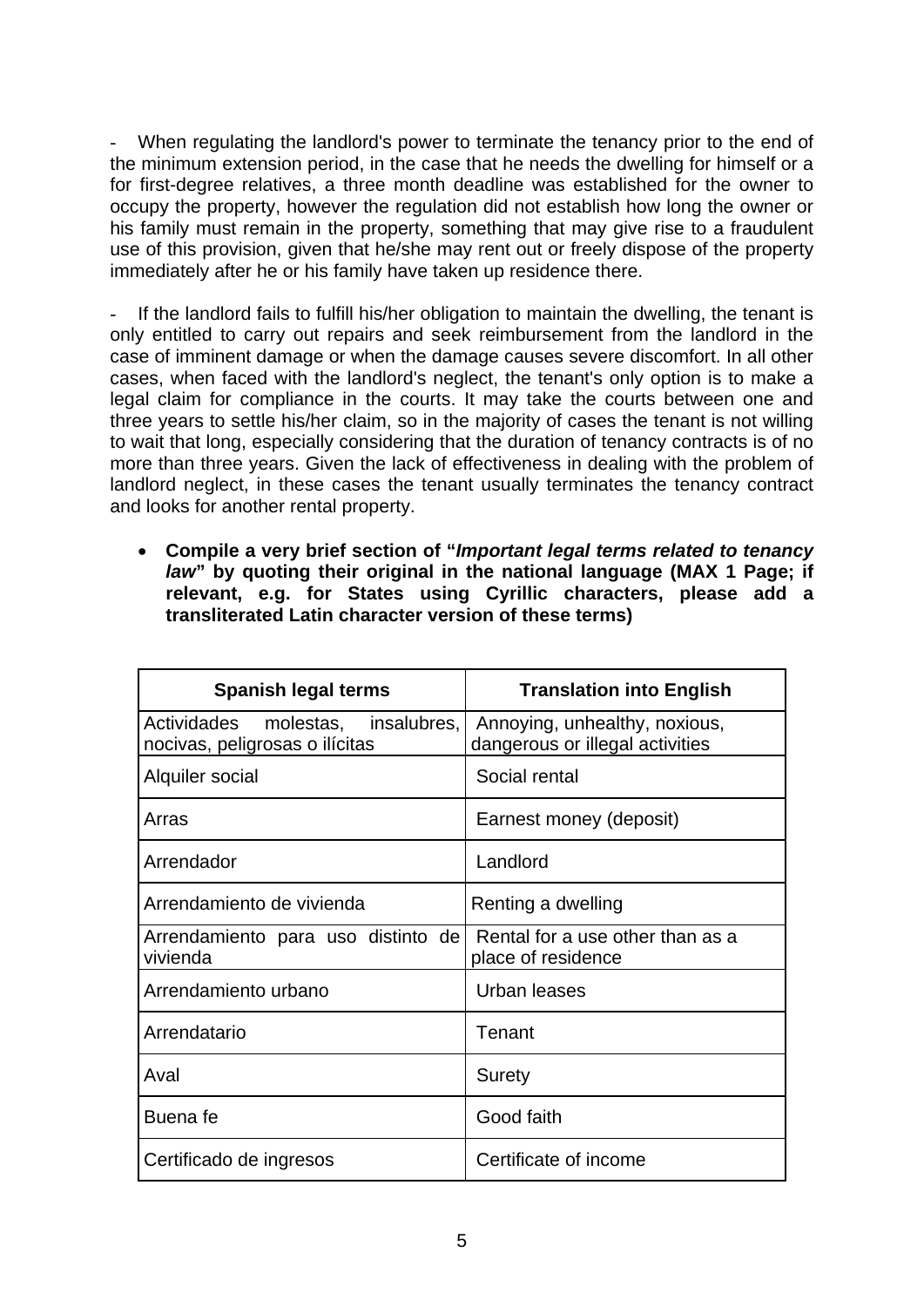- When regulating the landlord's power to terminate the tenancy prior to the end of the minimum extension period, in the case that he needs the dwelling for himself or a for first-degree relatives, a three month deadline was established for the owner to occupy the property, however the regulation did not establish how long the owner or his family must remain in the property, something that may give rise to a fraudulent use of this provision, given that he/she may rent out or freely dispose of the property immediately after he or his family have taken up residence there.

- If the landlord fails to fulfill his/her obligation to maintain the dwelling, the tenant is only entitled to carry out repairs and seek reimbursement from the landlord in the case of imminent damage or when the damage causes severe discomfort. In all other cases, when faced with the landlord's neglect, the tenant's only option is to make a legal claim for compliance in the courts. It may take the courts between one and three years to settle his/her claim, so in the majority of cases the tenant is not willing to wait that long, especially considering that the duration of tenancy contracts is of no more than three years. Given the lack of effectiveness in dealing with the problem of landlord neglect, in these cases the tenant usually terminates the tenancy contract and looks for another rental property.

- **Compile a very brief section of "*Important legal terms related to tenancy law*" by quoting their original in the national language (MAX 1 Page; if relevant, e.g. for States using Cyrillic characters, please add a transliterated Latin character version of these terms)**

| Spanish legal terms | Translation into English |
|---|---|
| Actividades molestas, insalubres, nocivas, peligrosas o ilícitas | Annoying, unhealthy, noxious, dangerous or illegal activities |
| Alquiler social | Social rental |
| Arras | Earnest money (deposit) |
| Arrendador | Landlord |
| Arrendamiento de vivienda | Renting a dwelling |
| Arrendamiento para uso distinto de vivienda | Rental for a use other than as a place of residence |
| Arrendamiento urbano | Urban leases |
| Arrendatario | Tenant |
| Aval | Surety |
| Buena fe | Good faith |
| Certificado de ingresos | Certificate of income |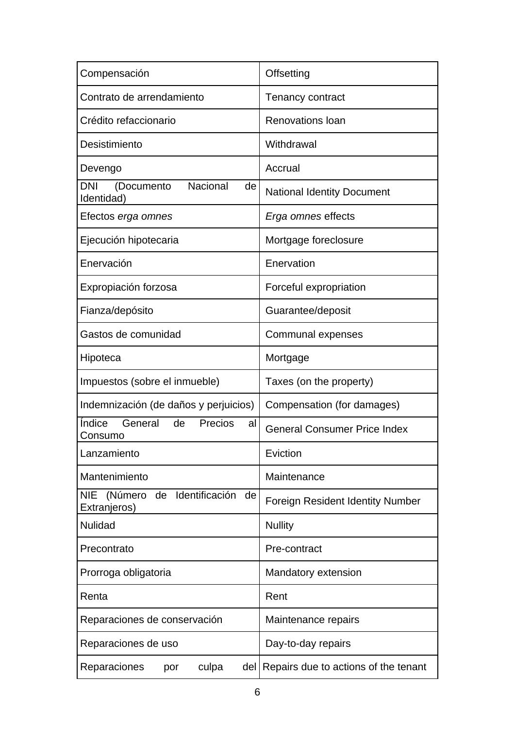| Compensación | Offsetting |
|---|---|
| Contrato de arrendamiento | Tenancy contract |
| Crédito refaccionario | Renovations loan |
| Desistimiento | Withdrawal |
| Devengo | Accrual |
| DNI (Documento Nacional de Identidad) | National Identity Document |
| Efectos *erga omnes* | *Erga omnes* effects |
| Ejecución hipotecaria | Mortgage foreclosure |
| Enervación | Enervation |
| Expropiación forzosa | Forceful expropriation |
| Fianza/depósito | Guarantee/deposit |
| Gastos de comunidad | Communal expenses |
| Hipoteca | Mortgage |
| Impuestos (sobre el inmueble) | Taxes (on the property) |
| Indemnización (de daños y perjuicios) | Compensation (for damages) |
| Índice General de Precios al Consumo | General Consumer Price Index |
| Lanzamiento | Eviction |
| Mantenimiento | Maintenance |
| NIE (Número de Identificación de Extranjeros) | Foreign Resident Identity Number |
| Nulidad | Nullity |
| Precontrato | Pre-contract |
| Prorroga obligatoria | Mandatory extension |
| Renta | Rent |
| Reparaciones de conservación | Maintenance repairs |
| Reparaciones de uso | Day-to-day repairs |
| Reparaciones por culpa del | Repairs due to actions of the tenant |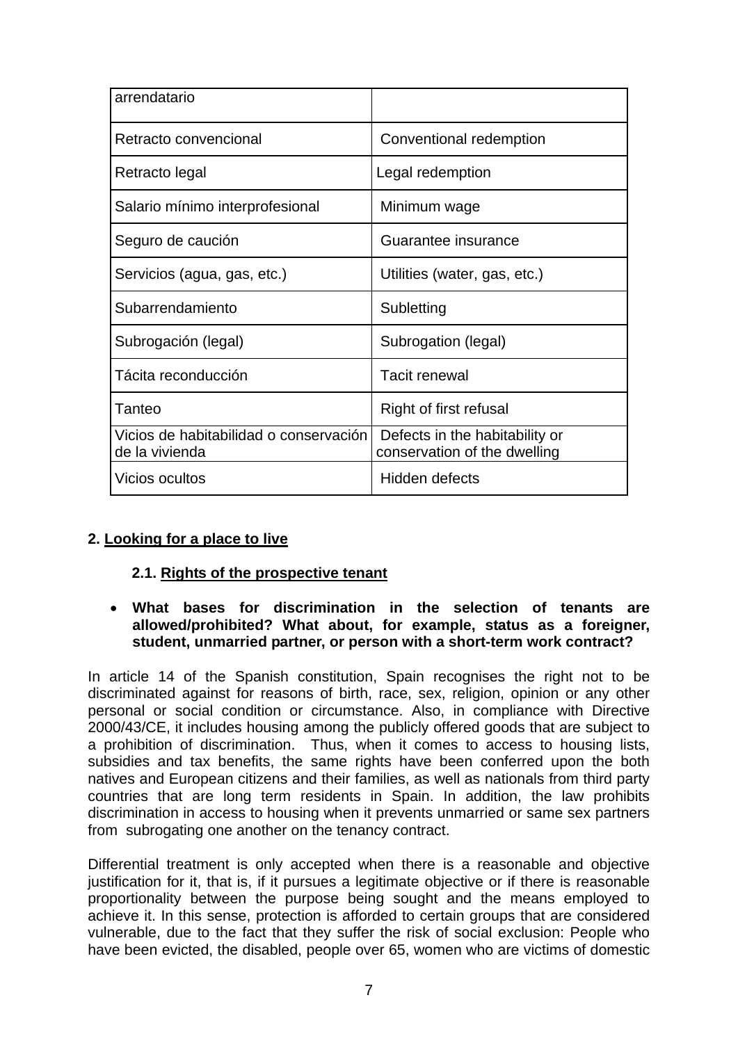| arrendatario | |
|---|---|
| Retracto convencional | Conventional redemption |
| Retracto legal | Legal redemption |
| Salario mínimo interprofesional | Minimum wage |
| Seguro de caución | Guarantee insurance |
| Servicios (agua, gas, etc.) | Utilities (water, gas, etc.) |
| Subarrendamiento | Subletting |
| Subrogación (legal) | Subrogation (legal) |
| Tácita reconducción | Tacit renewal |
| Tanteo | Right of first refusal |
| Vicios de habitabilidad o conservación de la vivienda | Defects in the habitability or conservation of the dwelling |
| Vicios ocultos | Hidden defects |

## 2. Looking for a place to live

### 2.1. Rights of the prospective tenant

- **What bases for discrimination in the selection of tenants are allowed/prohibited? What about, for example, status as a foreigner, student, unmarried partner, or person with a short-term work contract?**

In article 14 of the Spanish constitution, Spain recognises the right not to be discriminated against for reasons of birth, race, sex, religion, opinion or any other personal or social condition or circumstance. Also, in compliance with Directive 2000/43/CE, it includes housing among the publicly offered goods that are subject to a prohibition of discrimination. Thus, when it comes to access to housing lists, subsidies and tax benefits, the same rights have been conferred upon the both natives and European citizens and their families, as well as nationals from third party countries that are long term residents in Spain. In addition, the law prohibits discrimination in access to housing when it prevents unmarried or same sex partners from subrogating one another on the tenancy contract.

Differential treatment is only accepted when there is a reasonable and objective justification for it, that is, if it pursues a legitimate objective or if there is reasonable proportionality between the purpose being sought and the means employed to achieve it. In this sense, protection is afforded to certain groups that are considered vulnerable, due to the fact that they suffer the risk of social exclusion: People who have been evicted, the disabled, people over 65, women who are victims of domestic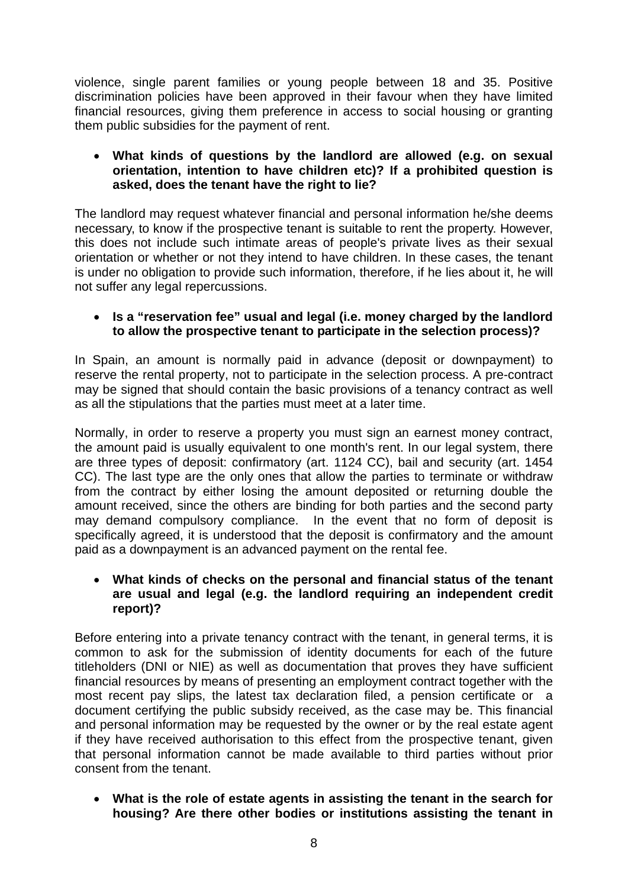violence, single parent families or young people between 18 and 35. Positive discrimination policies have been approved in their favour when they have limited financial resources, giving them preference in access to social housing or granting them public subsidies for the payment of rent.

- **What kinds of questions by the landlord are allowed (e.g. on sexual orientation, intention to have children etc)? If a prohibited question is asked, does the tenant have the right to lie?**

The landlord may request whatever financial and personal information he/she deems necessary, to know if the prospective tenant is suitable to rent the property. However, this does not include such intimate areas of people's private lives as their sexual orientation or whether or not they intend to have children. In these cases, the tenant is under no obligation to provide such information, therefore, if he lies about it, he will not suffer any legal repercussions.

- **Is a "reservation fee" usual and legal (i.e. money charged by the landlord to allow the prospective tenant to participate in the selection process)?**

In Spain, an amount is normally paid in advance (deposit or downpayment) to reserve the rental property, not to participate in the selection process. A pre-contract may be signed that should contain the basic provisions of a tenancy contract as well as all the stipulations that the parties must meet at a later time.

Normally, in order to reserve a property you must sign an earnest money contract, the amount paid is usually equivalent to one month's rent. In our legal system, there are three types of deposit: confirmatory (art. 1124 CC), bail and security (art. 1454 CC). The last type are the only ones that allow the parties to terminate or withdraw from the contract by either losing the amount deposited or returning double the amount received, since the others are binding for both parties and the second party may demand compulsory compliance. In the event that no form of deposit is specifically agreed, it is understood that the deposit is confirmatory and the amount paid as a downpayment is an advanced payment on the rental fee.

- **What kinds of checks on the personal and financial status of the tenant are usual and legal (e.g. the landlord requiring an independent credit report)?**

Before entering into a private tenancy contract with the tenant, in general terms, it is common to ask for the submission of identity documents for each of the future titleholders (DNI or NIE) as well as documentation that proves they have sufficient financial resources by means of presenting an employment contract together with the most recent pay slips, the latest tax declaration filed, a pension certificate or a document certifying the public subsidy received, as the case may be. This financial and personal information may be requested by the owner or by the real estate agent if they have received authorisation to this effect from the prospective tenant, given that personal information cannot be made available to third parties without prior consent from the tenant.

- **What is the role of estate agents in assisting the tenant in the search for housing? Are there other bodies or institutions assisting the tenant in**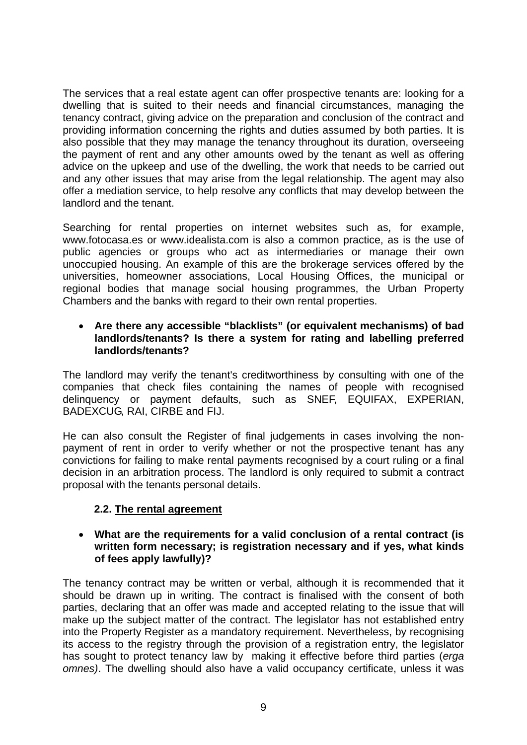The services that a real estate agent can offer prospective tenants are: looking for a dwelling that is suited to their needs and financial circumstances, managing the tenancy contract, giving advice on the preparation and conclusion of the contract and providing information concerning the rights and duties assumed by both parties. It is also possible that they may manage the tenancy throughout its duration, overseeing the payment of rent and any other amounts owed by the tenant as well as offering advice on the upkeep and use of the dwelling, the work that needs to be carried out and any other issues that may arise from the legal relationship. The agent may also offer a mediation service, to help resolve any conflicts that may develop between the landlord and the tenant.

Searching for rental properties on internet websites such as, for example, www.fotocasa.es or www.idealista.com is also a common practice, as is the use of public agencies or groups who act as intermediaries or manage their own unoccupied housing. An example of this are the brokerage services offered by the universities, homeowner associations, Local Housing Offices, the municipal or regional bodies that manage social housing programmes, the Urban Property Chambers and the banks with regard to their own rental properties.

- **Are there any accessible "blacklists" (or equivalent mechanisms) of bad landlords/tenants? Is there a system for rating and labelling preferred landlords/tenants?**

The landlord may verify the tenant's creditworthiness by consulting with one of the companies that check files containing the names of people with recognised delinquency or payment defaults, such as SNEF, EQUIFAX, EXPERIAN, BADEXCUG, RAI, CIRBE and FIJ.

He can also consult the Register of final judgements in cases involving the non-payment of rent in order to verify whether or not the prospective tenant has any convictions for failing to make rental payments recognised by a court ruling or a final decision in an arbitration process. The landlord is only required to submit a contract proposal with the tenants personal details.

### 2.2. The rental agreement

- **What are the requirements for a valid conclusion of a rental contract (is written form necessary; is registration necessary and if yes, what kinds of fees apply lawfully)?**

The tenancy contract may be written or verbal, although it is recommended that it should be drawn up in writing. The contract is finalised with the consent of both parties, declaring that an offer was made and accepted relating to the issue that will make up the subject matter of the contract. The legislator has not established entry into the Property Register as a mandatory requirement. Nevertheless, by recognising its access to the registry through the provision of a registration entry, the legislator has sought to protect tenancy law by making it effective before third parties (*erga omnes)*. The dwelling should also have a valid occupancy certificate, unless it was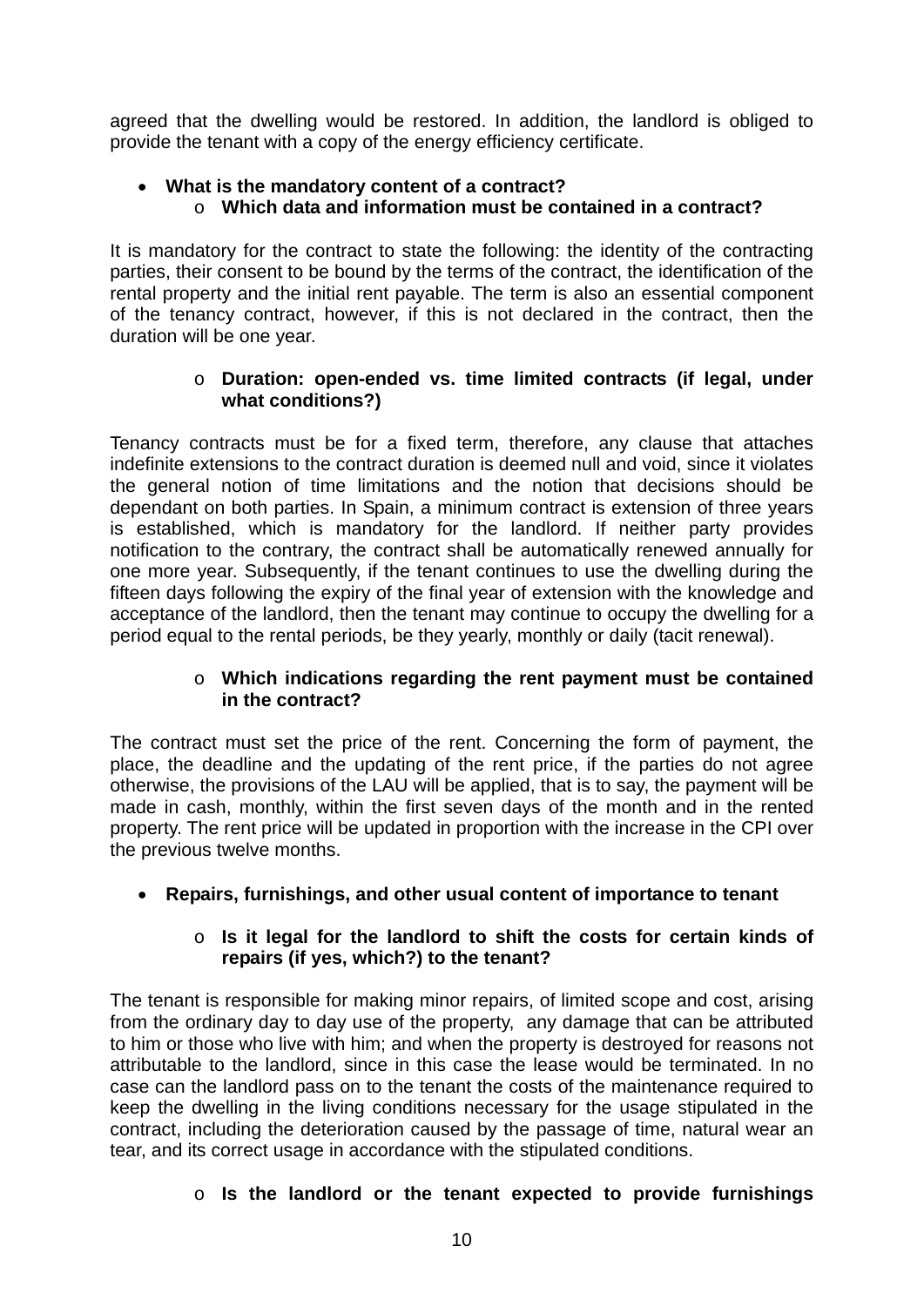agreed that the dwelling would be restored. In addition, the landlord is obliged to provide the tenant with a copy of the energy efficiency certificate.

- **What is the mandatory content of a contract?**
  - **Which data and information must be contained in a contract?**

It is mandatory for the contract to state the following: the identity of the contracting parties, their consent to be bound by the terms of the contract, the identification of the rental property and the initial rent payable. The term is also an essential component of the tenancy contract, however, if this is not declared in the contract, then the duration will be one year.

  - **Duration: open-ended vs. time limited contracts (if legal, under what conditions?)**

Tenancy contracts must be for a fixed term, therefore, any clause that attaches indefinite extensions to the contract duration is deemed null and void, since it violates the general notion of time limitations and the notion that decisions should be dependant on both parties. In Spain, a minimum contract is extension of three years is established, which is mandatory for the landlord. If neither party provides notification to the contrary, the contract shall be automatically renewed annually for one more year. Subsequently, if the tenant continues to use the dwelling during the fifteen days following the expiry of the final year of extension with the knowledge and acceptance of the landlord, then the tenant may continue to occupy the dwelling for a period equal to the rental periods, be they yearly, monthly or daily (tacit renewal).

  - **Which indications regarding the rent payment must be contained in the contract?**

The contract must set the price of the rent. Concerning the form of payment, the place, the deadline and the updating of the rent price, if the parties do not agree otherwise, the provisions of the LAU will be applied, that is to say, the payment will be made in cash, monthly, within the first seven days of the month and in the rented property. The rent price will be updated in proportion with the increase in the CPI over the previous twelve months.

- **Repairs, furnishings, and other usual content of importance to tenant**

  - **Is it legal for the landlord to shift the costs for certain kinds of repairs (if yes, which?) to the tenant?**

The tenant is responsible for making minor repairs, of limited scope and cost, arising from the ordinary day to day use of the property, any damage that can be attributed to him or those who live with him; and when the property is destroyed for reasons not attributable to the landlord, since in this case the lease would be terminated. In no case can the landlord pass on to the tenant the costs of the maintenance required to keep the dwelling in the living conditions necessary for the usage stipulated in the contract, including the deterioration caused by the passage of time, natural wear an tear, and its correct usage in accordance with the stipulated conditions.

  - **Is the landlord or the tenant expected to provide furnishings**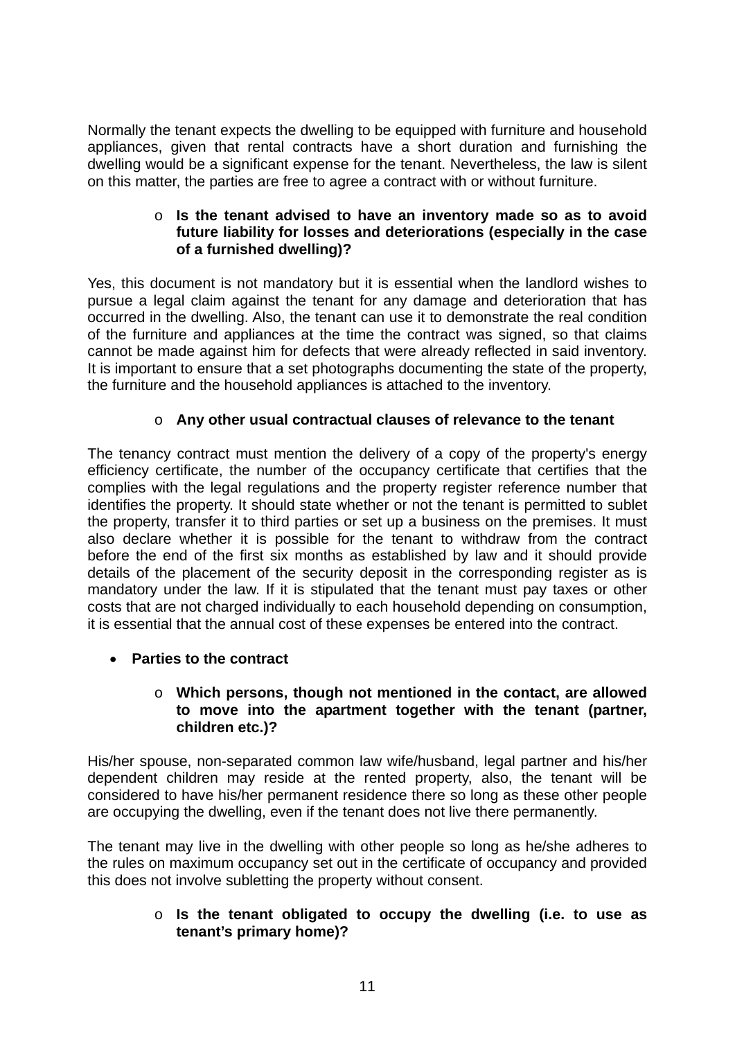Normally the tenant expects the dwelling to be equipped with furniture and household appliances, given that rental contracts have a short duration and furnishing the dwelling would be a significant expense for the tenant. Nevertheless, the law is silent on this matter, the parties are free to agree a contract with or without furniture.

- **Is the tenant advised to have an inventory made so as to avoid future liability for losses and deteriorations (especially in the case of a furnished dwelling)?**

Yes, this document is not mandatory but it is essential when the landlord wishes to pursue a legal claim against the tenant for any damage and deterioration that has occurred in the dwelling. Also, the tenant can use it to demonstrate the real condition of the furniture and appliances at the time the contract was signed, so that claims cannot be made against him for defects that were already reflected in said inventory. It is important to ensure that a set photographs documenting the state of the property, the furniture and the household appliances is attached to the inventory.

- **Any other usual contractual clauses of relevance to the tenant**

The tenancy contract must mention the delivery of a copy of the property's energy efficiency certificate, the number of the occupancy certificate that certifies that the complies with the legal regulations and the property register reference number that identifies the property. It should state whether or not the tenant is permitted to sublet the property, transfer it to third parties or set up a business on the premises. It must also declare whether it is possible for the tenant to withdraw from the contract before the end of the first six months as established by law and it should provide details of the placement of the security deposit in the corresponding register as is mandatory under the law. If it is stipulated that the tenant must pay taxes or other costs that are not charged individually to each household depending on consumption, it is essential that the annual cost of these expenses be entered into the contract.

- **Parties to the contract**

  - **Which persons, though not mentioned in the contact, are allowed to move into the apartment together with the tenant (partner, children etc.)?**

His/her spouse, non-separated common law wife/husband, legal partner and his/her dependent children may reside at the rented property, also, the tenant will be considered to have his/her permanent residence there so long as these other people are occupying the dwelling, even if the tenant does not live there permanently.

The tenant may live in the dwelling with other people so long as he/she adheres to the rules on maximum occupancy set out in the certificate of occupancy and provided this does not involve subletting the property without consent.

- **Is the tenant obligated to occupy the dwelling (i.e. to use as tenant's primary home)?**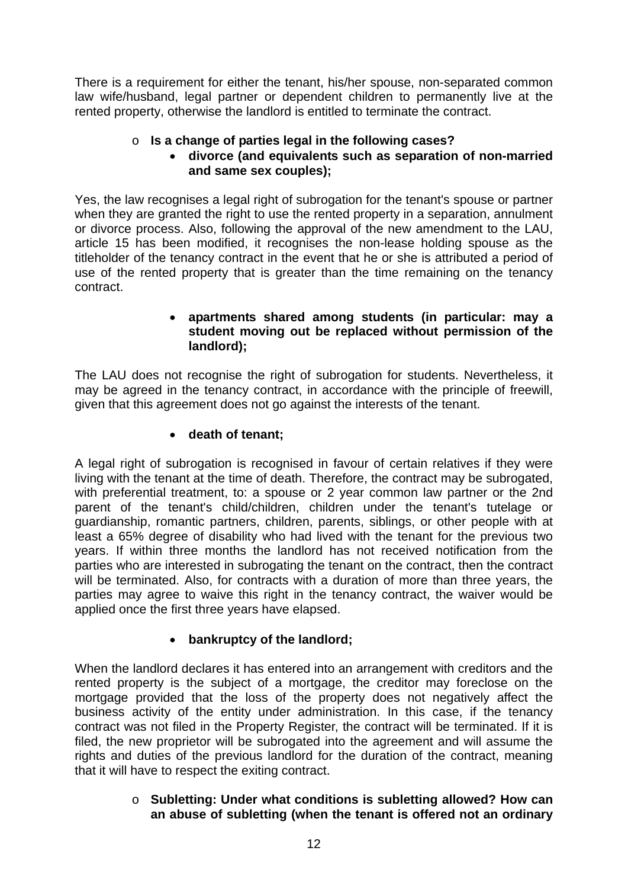There is a requirement for either the tenant, his/her spouse, non-separated common law wife/husband, legal partner or dependent children to permanently live at the rented property, otherwise the landlord is entitled to terminate the contract.

- **Is a change of parties legal in the following cases?**
  - **divorce (and equivalents such as separation of non-married and same sex couples);**

Yes, the law recognises a legal right of subrogation for the tenant's spouse or partner when they are granted the right to use the rented property in a separation, annulment or divorce process. Also, following the approval of the new amendment to the LAU, article 15 has been modified, it recognises the non-lease holding spouse as the titleholder of the tenancy contract in the event that he or she is attributed a period of use of the rented property that is greater than the time remaining on the tenancy contract.

  - **apartments shared among students (in particular: may a student moving out be replaced without permission of the landlord);**

The LAU does not recognise the right of subrogation for students. Nevertheless, it may be agreed in the tenancy contract, in accordance with the principle of freewill, given that this agreement does not go against the interests of the tenant.

  - **death of tenant;**

A legal right of subrogation is recognised in favour of certain relatives if they were living with the tenant at the time of death. Therefore, the contract may be subrogated, with preferential treatment, to: a spouse or 2 year common law partner or the 2nd parent of the tenant's child/children, children under the tenant's tutelage or guardianship, romantic partners, children, parents, siblings, or other people with at least a 65% degree of disability who had lived with the tenant for the previous two years. If within three months the landlord has not received notification from the parties who are interested in subrogating the tenant on the contract, then the contract will be terminated. Also, for contracts with a duration of more than three years, the parties may agree to waive this right in the tenancy contract, the waiver would be applied once the first three years have elapsed.

  - **bankruptcy of the landlord;**

When the landlord declares it has entered into an arrangement with creditors and the rented property is the subject of a mortgage, the creditor may foreclose on the mortgage provided that the loss of the property does not negatively affect the business activity of the entity under administration. In this case, if the tenancy contract was not filed in the Property Register, the contract will be terminated. If it is filed, the new proprietor will be subrogated into the agreement and will assume the rights and duties of the previous landlord for the duration of the contract, meaning that it will have to respect the exiting contract.

- **Subletting: Under what conditions is subletting allowed? How can an abuse of subletting (when the tenant is offered not an ordinary**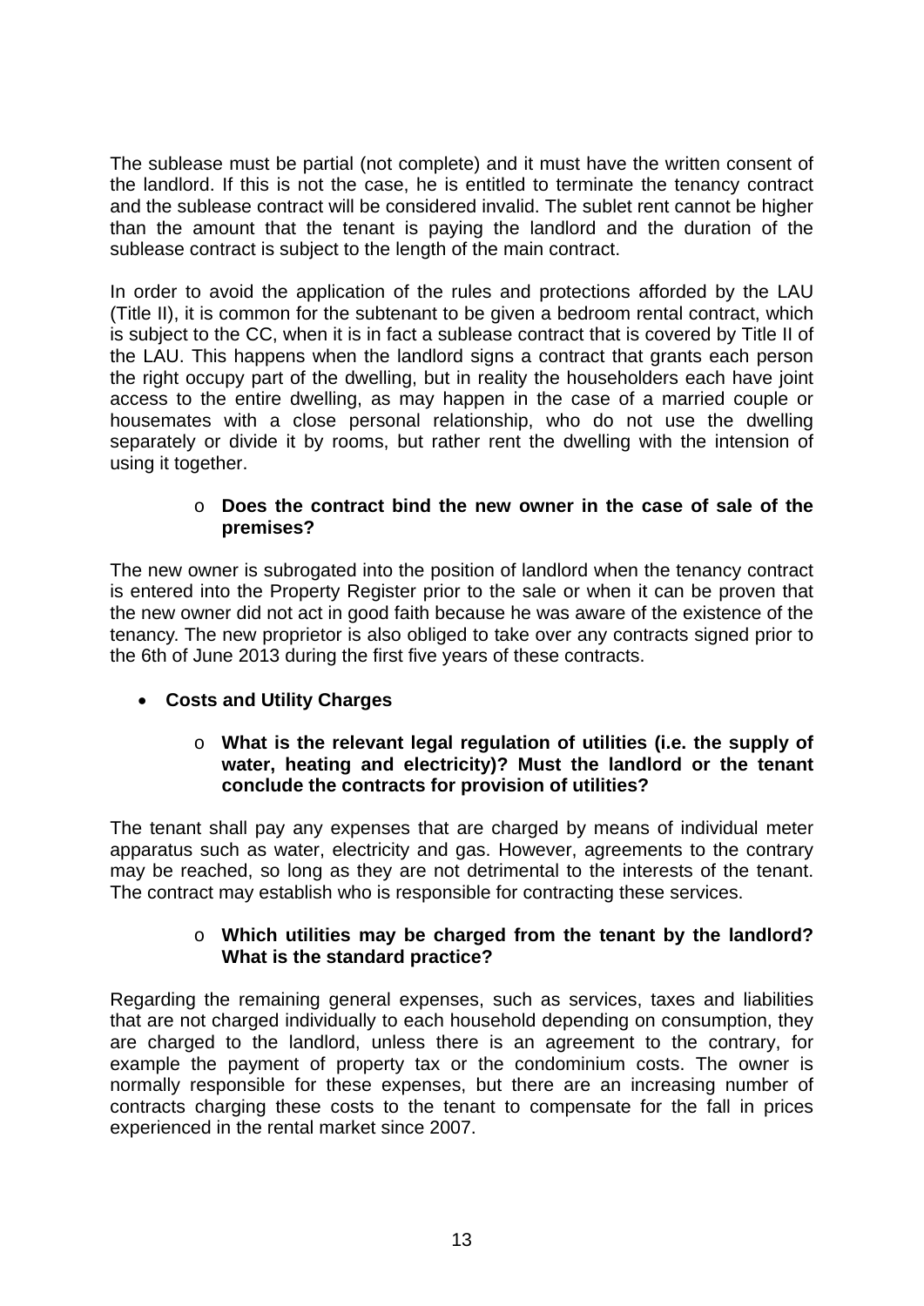The sublease must be partial (not complete) and it must have the written consent of the landlord. If this is not the case, he is entitled to terminate the tenancy contract and the sublease contract will be considered invalid. The sublet rent cannot be higher than the amount that the tenant is paying the landlord and the duration of the sublease contract is subject to the length of the main contract.

In order to avoid the application of the rules and protections afforded by the LAU (Title II), it is common for the subtenant to be given a bedroom rental contract, which is subject to the CC, when it is in fact a sublease contract that is covered by Title II of the LAU. This happens when the landlord signs a contract that grants each person the right occupy part of the dwelling, but in reality the householders each have joint access to the entire dwelling, as may happen in the case of a married couple or housemates with a close personal relationship, who do not use the dwelling separately or divide it by rooms, but rather rent the dwelling with the intension of using it together.

- **Does the contract bind the new owner in the case of sale of the premises?**

The new owner is subrogated into the position of landlord when the tenancy contract is entered into the Property Register prior to the sale or when it can be proven that the new owner did not act in good faith because he was aware of the existence of the tenancy. The new proprietor is also obliged to take over any contracts signed prior to the 6th of June 2013 during the first five years of these contracts.

- **Costs and Utility Charges**

  - **What is the relevant legal regulation of utilities (i.e. the supply of water, heating and electricity)? Must the landlord or the tenant conclude the contracts for provision of utilities?**

The tenant shall pay any expenses that are charged by means of individual meter apparatus such as water, electricity and gas. However, agreements to the contrary may be reached, so long as they are not detrimental to the interests of the tenant. The contract may establish who is responsible for contracting these services.

  - **Which utilities may be charged from the tenant by the landlord? What is the standard practice?**

Regarding the remaining general expenses, such as services, taxes and liabilities that are not charged individually to each household depending on consumption, they are charged to the landlord, unless there is an agreement to the contrary, for example the payment of property tax or the condominium costs. The owner is normally responsible for these expenses, but there are an increasing number of contracts charging these costs to the tenant to compensate for the fall in prices experienced in the rental market since 2007.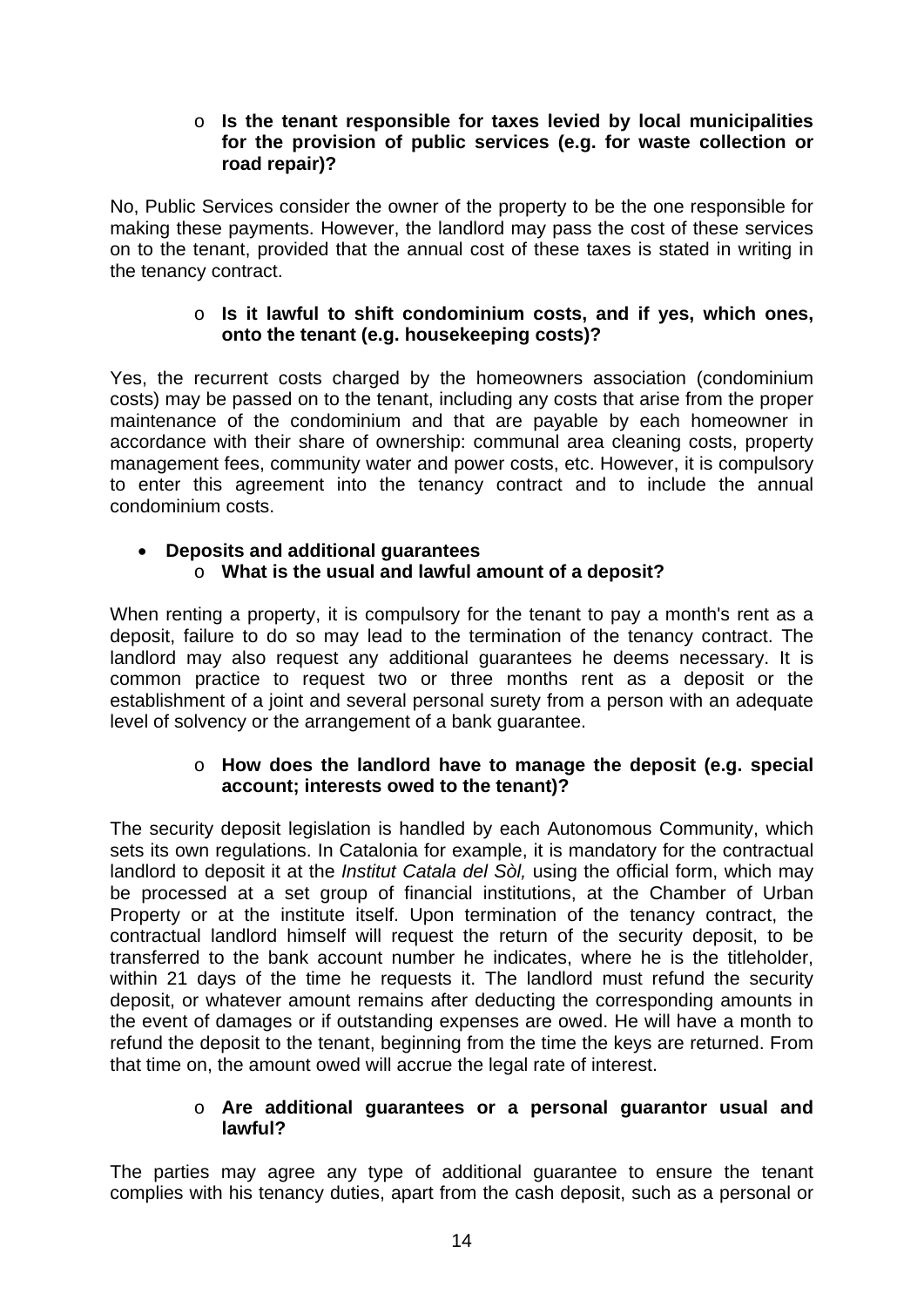- **Is the tenant responsible for taxes levied by local municipalities for the provision of public services (e.g. for waste collection or road repair)?**

No, Public Services consider the owner of the property to be the one responsible for making these payments. However, the landlord may pass the cost of these services on to the tenant, provided that the annual cost of these taxes is stated in writing in the tenancy contract.

- **Is it lawful to shift condominium costs, and if yes, which ones, onto the tenant (e.g. housekeeping costs)?**

Yes, the recurrent costs charged by the homeowners association (condominium costs) may be passed on to the tenant, including any costs that arise from the proper maintenance of the condominium and that are payable by each homeowner in accordance with their share of ownership: communal area cleaning costs, property management fees, community water and power costs, etc. However, it is compulsory to enter this agreement into the tenancy contract and to include the annual condominium costs.

- **Deposits and additional guarantees**
  - **What is the usual and lawful amount of a deposit?**

When renting a property, it is compulsory for the tenant to pay a month's rent as a deposit, failure to do so may lead to the termination of the tenancy contract. The landlord may also request any additional guarantees he deems necessary. It is common practice to request two or three months rent as a deposit or the establishment of a joint and several personal surety from a person with an adequate level of solvency or the arrangement of a bank guarantee.

- **How does the landlord have to manage the deposit (e.g. special account; interests owed to the tenant)?**

The security deposit legislation is handled by each Autonomous Community, which sets its own regulations. In Catalonia for example, it is mandatory for the contractual landlord to deposit it at the *Institut Catala del Sòl,* using the official form, which may be processed at a set group of financial institutions, at the Chamber of Urban Property or at the institute itself. Upon termination of the tenancy contract, the contractual landlord himself will request the return of the security deposit, to be transferred to the bank account number he indicates, where he is the titleholder, within 21 days of the time he requests it. The landlord must refund the security deposit, or whatever amount remains after deducting the corresponding amounts in the event of damages or if outstanding expenses are owed. He will have a month to refund the deposit to the tenant, beginning from the time the keys are returned. From that time on, the amount owed will accrue the legal rate of interest.

- **Are additional guarantees or a personal guarantor usual and lawful?**

The parties may agree any type of additional guarantee to ensure the tenant complies with his tenancy duties, apart from the cash deposit, such as a personal or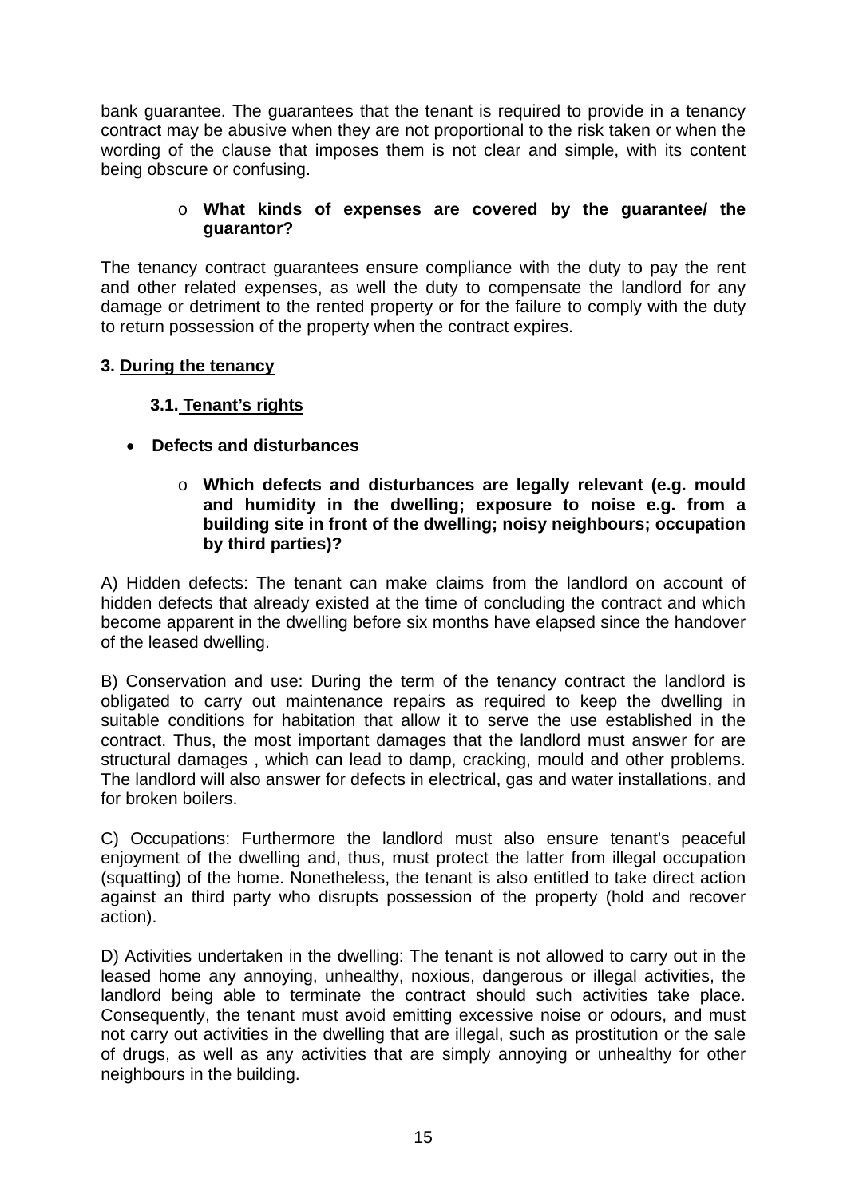bank guarantee. The guarantees that the tenant is required to provide in a tenancy contract may be abusive when they are not proportional to the risk taken or when the wording of the clause that imposes them is not clear and simple, with its content being obscure or confusing.

- **What kinds of expenses are covered by the guarantee/ the guarantor?**

The tenancy contract guarantees ensure compliance with the duty to pay the rent and other related expenses, as well the duty to compensate the landlord for any damage or detriment to the rented property or for the failure to comply with the duty to return possession of the property when the contract expires.

## 3. During the tenancy

### 3.1. Tenant's rights

- **Defects and disturbances**
  - **Which defects and disturbances are legally relevant (e.g. mould and humidity in the dwelling; exposure to noise e.g. from a building site in front of the dwelling; noisy neighbours; occupation by third parties)?**

A) Hidden defects: The tenant can make claims from the landlord on account of hidden defects that already existed at the time of concluding the contract and which become apparent in the dwelling before six months have elapsed since the handover of the leased dwelling.

B) Conservation and use: During the term of the tenancy contract the landlord is obligated to carry out maintenance repairs as required to keep the dwelling in suitable conditions for habitation that allow it to serve the use established in the contract. Thus, the most important damages that the landlord must answer for are structural damages , which can lead to damp, cracking, mould and other problems. The landlord will also answer for defects in electrical, gas and water installations, and for broken boilers.

C) Occupations: Furthermore the landlord must also ensure tenant's peaceful enjoyment of the dwelling and, thus, must protect the latter from illegal occupation (squatting) of the home. Nonetheless, the tenant is also entitled to take direct action against an third party who disrupts possession of the property (hold and recover action).

D) Activities undertaken in the dwelling: The tenant is not allowed to carry out in the leased home any annoying, unhealthy, noxious, dangerous or illegal activities, the landlord being able to terminate the contract should such activities take place. Consequently, the tenant must avoid emitting excessive noise or odours, and must not carry out activities in the dwelling that are illegal, such as prostitution or the sale of drugs, as well as any activities that are simply annoying or unhealthy for other neighbours in the building.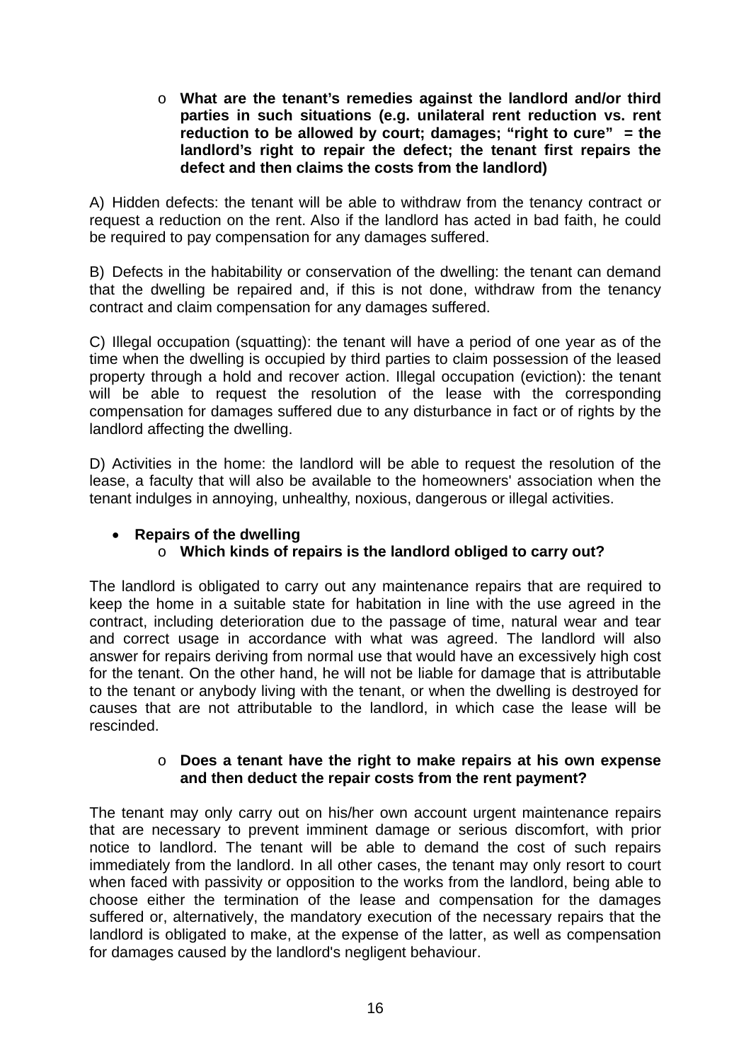- **What are the tenant's remedies against the landlord and/or third parties in such situations (e.g. unilateral rent reduction vs. rent reduction to be allowed by court; damages; "right to cure" = the landlord's right to repair the defect; the tenant first repairs the defect and then claims the costs from the landlord)**

A) Hidden defects: the tenant will be able to withdraw from the tenancy contract or request a reduction on the rent. Also if the landlord has acted in bad faith, he could be required to pay compensation for any damages suffered.

B) Defects in the habitability or conservation of the dwelling: the tenant can demand that the dwelling be repaired and, if this is not done, withdraw from the tenancy contract and claim compensation for any damages suffered.

C) Illegal occupation (squatting): the tenant will have a period of one year as of the time when the dwelling is occupied by third parties to claim possession of the leased property through a hold and recover action. Illegal occupation (eviction): the tenant will be able to request the resolution of the lease with the corresponding compensation for damages suffered due to any disturbance in fact or of rights by the landlord affecting the dwelling.

D) Activities in the home: the landlord will be able to request the resolution of the lease, a faculty that will also be available to the homeowners' association when the tenant indulges in annoying, unhealthy, noxious, dangerous or illegal activities.

- **Repairs of the dwelling**
  - **Which kinds of repairs is the landlord obliged to carry out?**

The landlord is obligated to carry out any maintenance repairs that are required to keep the home in a suitable state for habitation in line with the use agreed in the contract, including deterioration due to the passage of time, natural wear and tear and correct usage in accordance with what was agreed. The landlord will also answer for repairs deriving from normal use that would have an excessively high cost for the tenant. On the other hand, he will not be liable for damage that is attributable to the tenant or anybody living with the tenant, or when the dwelling is destroyed for causes that are not attributable to the landlord, in which case the lease will be rescinded.

  - **Does a tenant have the right to make repairs at his own expense and then deduct the repair costs from the rent payment?**

The tenant may only carry out on his/her own account urgent maintenance repairs that are necessary to prevent imminent damage or serious discomfort, with prior notice to landlord. The tenant will be able to demand the cost of such repairs immediately from the landlord. In all other cases, the tenant may only resort to court when faced with passivity or opposition to the works from the landlord, being able to choose either the termination of the lease and compensation for the damages suffered or, alternatively, the mandatory execution of the necessary repairs that the landlord is obligated to make, at the expense of the latter, as well as compensation for damages caused by the landlord's negligent behaviour.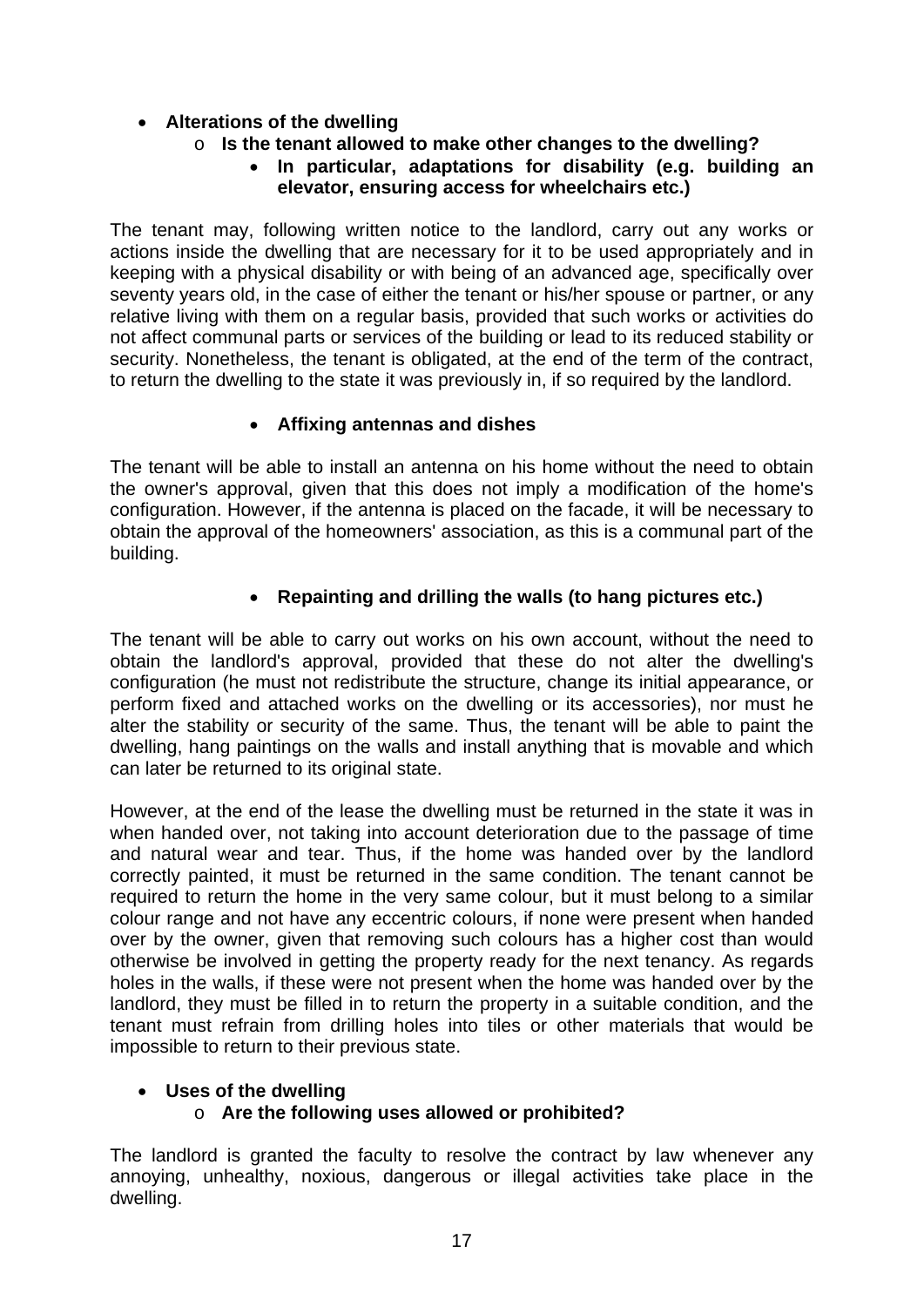- **Alterations of the dwelling**
    - **Is the tenant allowed to make other changes to the dwelling?**
        - **In particular, adaptations for disability (e.g. building an elevator, ensuring access for wheelchairs etc.)**

The tenant may, following written notice to the landlord, carry out any works or actions inside the dwelling that are necessary for it to be used appropriately and in keeping with a physical disability or with being of an advanced age, specifically over seventy years old, in the case of either the tenant or his/her spouse or partner, or any relative living with them on a regular basis, provided that such works or activities do not affect communal parts or services of the building or lead to its reduced stability or security. Nonetheless, the tenant is obligated, at the end of the term of the contract, to return the dwelling to the state it was previously in, if so required by the landlord.

- **Affixing antennas and dishes**

The tenant will be able to install an antenna on his home without the need to obtain the owner's approval, given that this does not imply a modification of the home's configuration. However, if the antenna is placed on the facade, it will be necessary to obtain the approval of the homeowners' association, as this is a communal part of the building.

- **Repainting and drilling the walls (to hang pictures etc.)**

The tenant will be able to carry out works on his own account, without the need to obtain the landlord's approval, provided that these do not alter the dwelling's configuration (he must not redistribute the structure, change its initial appearance, or perform fixed and attached works on the dwelling or its accessories), nor must he alter the stability or security of the same. Thus, the tenant will be able to paint the dwelling, hang paintings on the walls and install anything that is movable and which can later be returned to its original state.

However, at the end of the lease the dwelling must be returned in the state it was in when handed over, not taking into account deterioration due to the passage of time and natural wear and tear. Thus, if the home was handed over by the landlord correctly painted, it must be returned in the same condition. The tenant cannot be required to return the home in the very same colour, but it must belong to a similar colour range and not have any eccentric colours, if none were present when handed over by the owner, given that removing such colours has a higher cost than would otherwise be involved in getting the property ready for the next tenancy. As regards holes in the walls, if these were not present when the home was handed over by the landlord, they must be filled in to return the property in a suitable condition, and the tenant must refrain from drilling holes into tiles or other materials that would be impossible to return to their previous state.

- **Uses of the dwelling**
    - **Are the following uses allowed or prohibited?**

The landlord is granted the faculty to resolve the contract by law whenever any annoying, unhealthy, noxious, dangerous or illegal activities take place in the dwelling.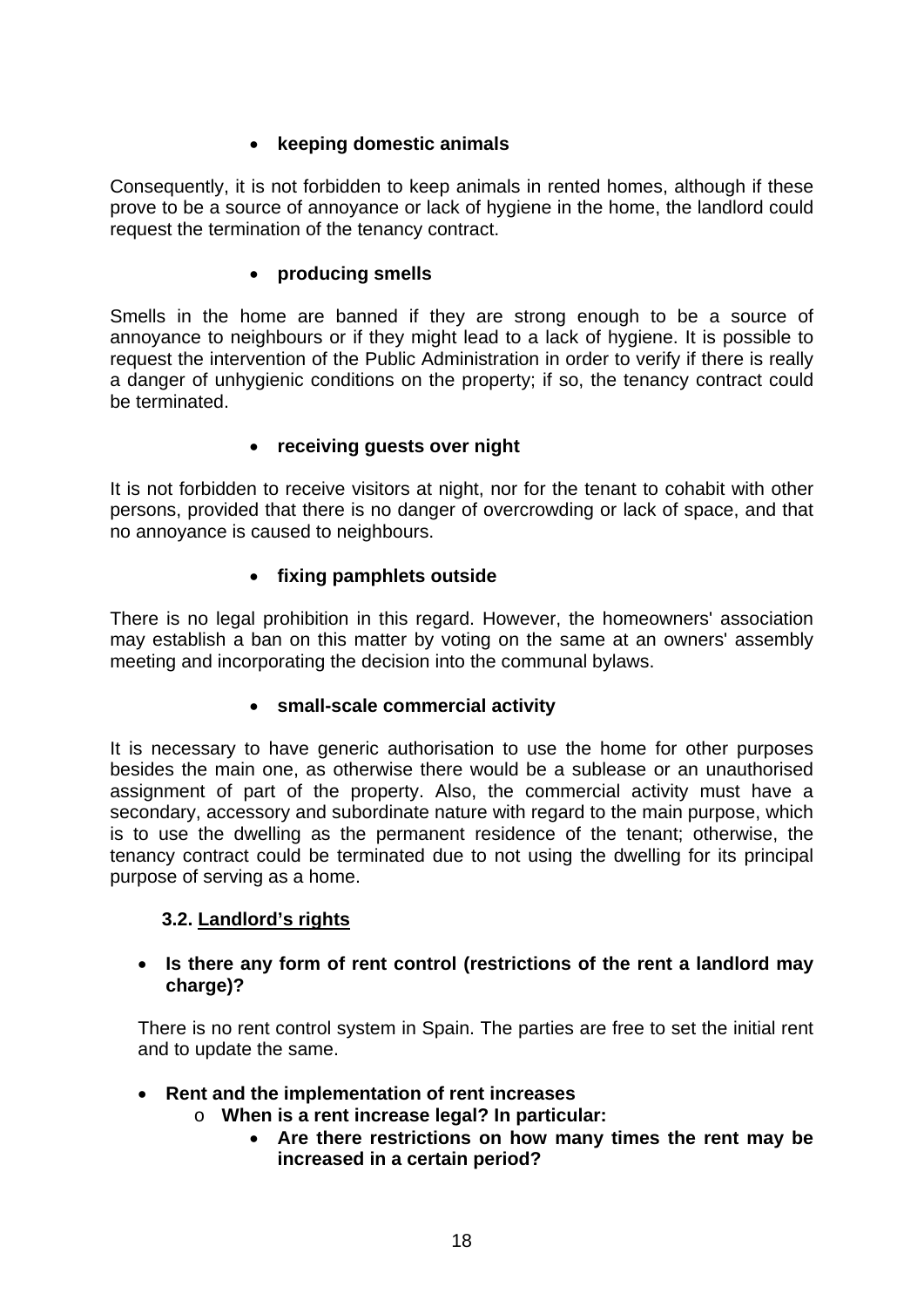- **keeping domestic animals**

Consequently, it is not forbidden to keep animals in rented homes, although if these prove to be a source of annoyance or lack of hygiene in the home, the landlord could request the termination of the tenancy contract.

- **producing smells**

Smells in the home are banned if they are strong enough to be a source of annoyance to neighbours or if they might lead to a lack of hygiene. It is possible to request the intervention of the Public Administration in order to verify if there is really a danger of unhygienic conditions on the property; if so, the tenancy contract could be terminated.

- **receiving guests over night**

It is not forbidden to receive visitors at night, nor for the tenant to cohabit with other persons, provided that there is no danger of overcrowding or lack of space, and that no annoyance is caused to neighbours.

- **fixing pamphlets outside**

There is no legal prohibition in this regard. However, the homeowners' association may establish a ban on this matter by voting on the same at an owners' assembly meeting and incorporating the decision into the communal bylaws.

- **small-scale commercial activity**

It is necessary to have generic authorisation to use the home for other purposes besides the main one, as otherwise there would be a sublease or an unauthorised assignment of part of the property. Also, the commercial activity must have a secondary, accessory and subordinate nature with regard to the main purpose, which is to use the dwelling as the permanent residence of the tenant; otherwise, the tenancy contract could be terminated due to not using the dwelling for its principal purpose of serving as a home.

### 3.2. Landlord's rights

- **Is there any form of rent control (restrictions of the rent a landlord may charge)?**

  There is no rent control system in Spain. The parties are free to set the initial rent and to update the same.

- **Rent and the implementation of rent increases**
  - **When is a rent increase legal? In particular:**
    - **Are there restrictions on how many times the rent may be increased in a certain period?**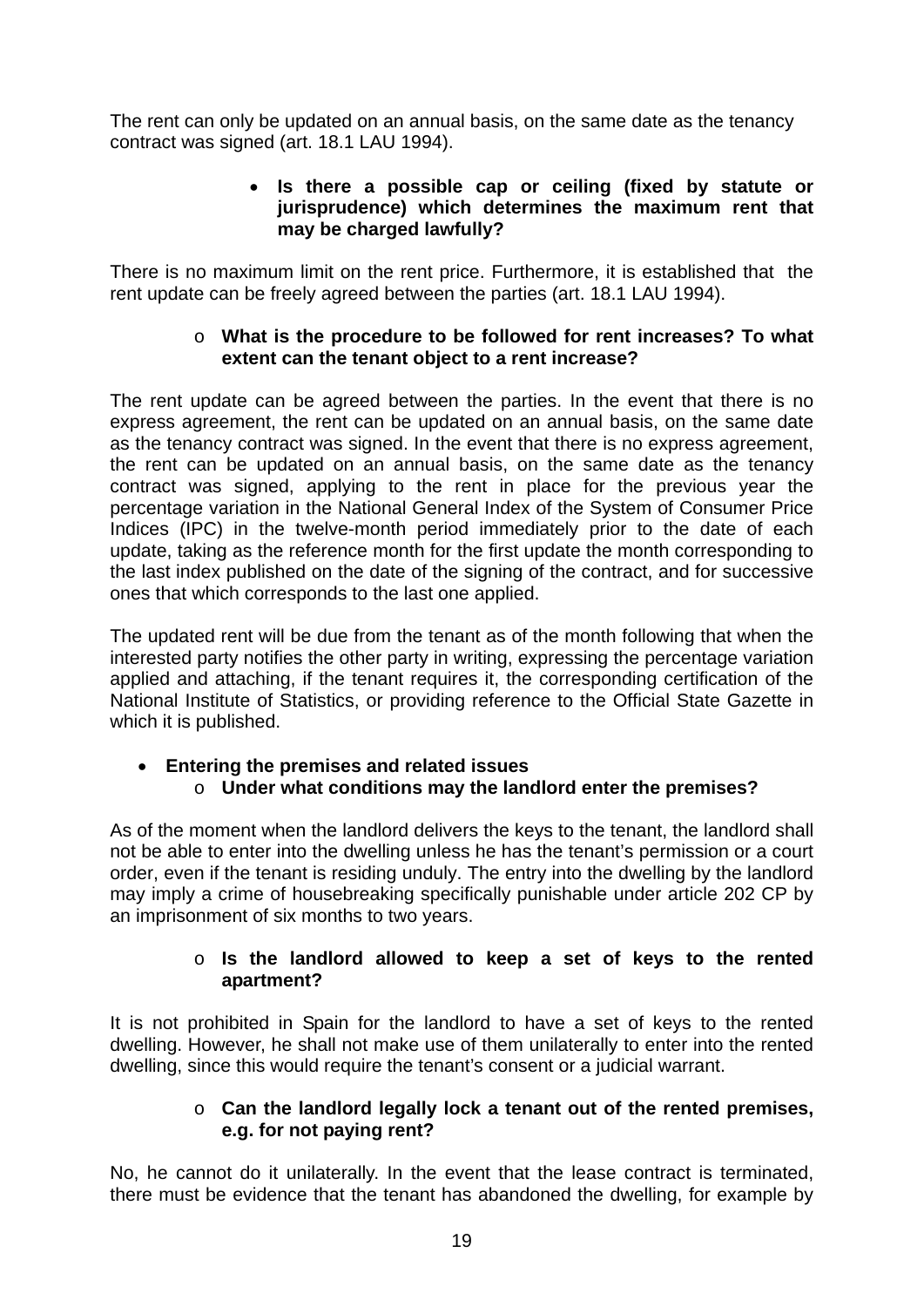The rent can only be updated on an annual basis, on the same date as the tenancy contract was signed (art. 18.1 LAU 1994).

- **Is there a possible cap or ceiling (fixed by statute or jurisprudence) which determines the maximum rent that may be charged lawfully?**

There is no maximum limit on the rent price. Furthermore, it is established that the rent update can be freely agreed between the parties (art. 18.1 LAU 1994).

- **What is the procedure to be followed for rent increases? To what extent can the tenant object to a rent increase?**

The rent update can be agreed between the parties. In the event that there is no express agreement, the rent can be updated on an annual basis, on the same date as the tenancy contract was signed. In the event that there is no express agreement, the rent can be updated on an annual basis, on the same date as the tenancy contract was signed, applying to the rent in place for the previous year the percentage variation in the National General Index of the System of Consumer Price Indices (IPC) in the twelve-month period immediately prior to the date of each update, taking as the reference month for the first update the month corresponding to the last index published on the date of the signing of the contract, and for successive ones that which corresponds to the last one applied.

The updated rent will be due from the tenant as of the month following that when the interested party notifies the other party in writing, expressing the percentage variation applied and attaching, if the tenant requires it, the corresponding certification of the National Institute of Statistics, or providing reference to the Official State Gazette in which it is published.

- **Entering the premises and related issues**
  - **Under what conditions may the landlord enter the premises?**

As of the moment when the landlord delivers the keys to the tenant, the landlord shall not be able to enter into the dwelling unless he has the tenant's permission or a court order, even if the tenant is residing unduly. The entry into the dwelling by the landlord may imply a crime of housebreaking specifically punishable under article 202 CP by an imprisonment of six months to two years.

- **Is the landlord allowed to keep a set of keys to the rented apartment?**

It is not prohibited in Spain for the landlord to have a set of keys to the rented dwelling. However, he shall not make use of them unilaterally to enter into the rented dwelling, since this would require the tenant's consent or a judicial warrant.

- **Can the landlord legally lock a tenant out of the rented premises, e.g. for not paying rent?**

No, he cannot do it unilaterally. In the event that the lease contract is terminated, there must be evidence that the tenant has abandoned the dwelling, for example by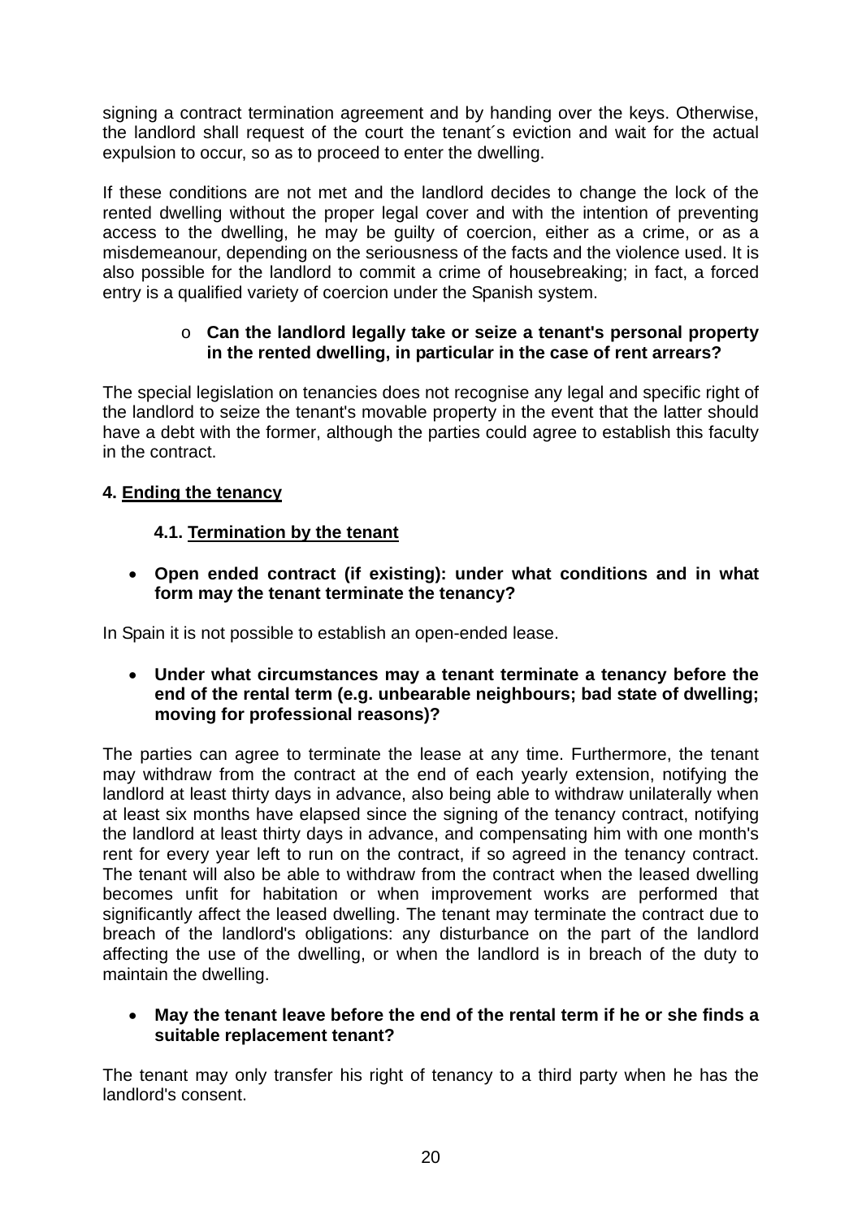signing a contract termination agreement and by handing over the keys. Otherwise, the landlord shall request of the court the tenant´s eviction and wait for the actual expulsion to occur, so as to proceed to enter the dwelling.

If these conditions are not met and the landlord decides to change the lock of the rented dwelling without the proper legal cover and with the intention of preventing access to the dwelling, he may be guilty of coercion, either as a crime, or as a misdemeanour, depending on the seriousness of the facts and the violence used. It is also possible for the landlord to commit a crime of housebreaking; in fact, a forced entry is a qualified variety of coercion under the Spanish system.

- **Can the landlord legally take or seize a tenant's personal property in the rented dwelling, in particular in the case of rent arrears?**

The special legislation on tenancies does not recognise any legal and specific right of the landlord to seize the tenant's movable property in the event that the latter should have a debt with the former, although the parties could agree to establish this faculty in the contract.

## 4. Ending the tenancy

### 4.1. Termination by the tenant

- **Open ended contract (if existing): under what conditions and in what form may the tenant terminate the tenancy?**

In Spain it is not possible to establish an open-ended lease.

- **Under what circumstances may a tenant terminate a tenancy before the end of the rental term (e.g. unbearable neighbours; bad state of dwelling; moving for professional reasons)?**

The parties can agree to terminate the lease at any time. Furthermore, the tenant may withdraw from the contract at the end of each yearly extension, notifying the landlord at least thirty days in advance, also being able to withdraw unilaterally when at least six months have elapsed since the signing of the tenancy contract, notifying the landlord at least thirty days in advance, and compensating him with one month's rent for every year left to run on the contract, if so agreed in the tenancy contract. The tenant will also be able to withdraw from the contract when the leased dwelling becomes unfit for habitation or when improvement works are performed that significantly affect the leased dwelling. The tenant may terminate the contract due to breach of the landlord's obligations: any disturbance on the part of the landlord affecting the use of the dwelling, or when the landlord is in breach of the duty to maintain the dwelling.

- **May the tenant leave before the end of the rental term if he or she finds a suitable replacement tenant?**

The tenant may only transfer his right of tenancy to a third party when he has the landlord's consent.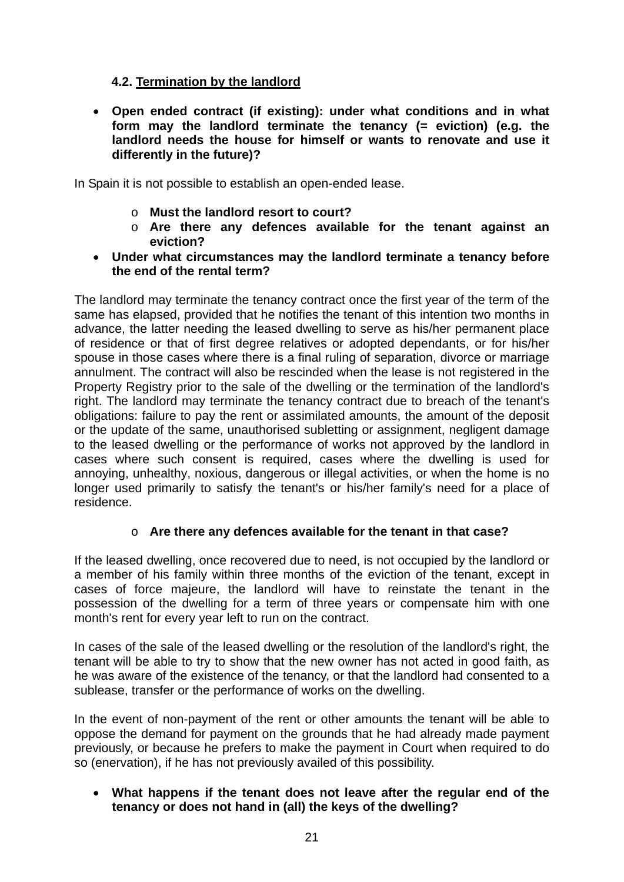### 4.2. Termination by the landlord

- **Open ended contract (if existing): under what conditions and in what form may the landlord terminate the tenancy (= eviction) (e.g. the landlord needs the house for himself or wants to renovate and use it differently in the future)?**

In Spain it is not possible to establish an open-ended lease.

  - **Must the landlord resort to court?**
  - **Are there any defences available for the tenant against an eviction?**
- **Under what circumstances may the landlord terminate a tenancy before the end of the rental term?**

The landlord may terminate the tenancy contract once the first year of the term of the same has elapsed, provided that he notifies the tenant of this intention two months in advance, the latter needing the leased dwelling to serve as his/her permanent place of residence or that of first degree relatives or adopted dependants, or for his/her spouse in those cases where there is a final ruling of separation, divorce or marriage annulment. The contract will also be rescinded when the lease is not registered in the Property Registry prior to the sale of the dwelling or the termination of the landlord's right. The landlord may terminate the tenancy contract due to breach of the tenant's obligations: failure to pay the rent or assimilated amounts, the amount of the deposit or the update of the same, unauthorised subletting or assignment, negligent damage to the leased dwelling or the performance of works not approved by the landlord in cases where such consent is required, cases where the dwelling is used for annoying, unhealthy, noxious, dangerous or illegal activities, or when the home is no longer used primarily to satisfy the tenant's or his/her family's need for a place of residence.

  - **Are there any defences available for the tenant in that case?**

If the leased dwelling, once recovered due to need, is not occupied by the landlord or a member of his family within three months of the eviction of the tenant, except in cases of force majeure, the landlord will have to reinstate the tenant in the possession of the dwelling for a term of three years or compensate him with one month's rent for every year left to run on the contract.

In cases of the sale of the leased dwelling or the resolution of the landlord's right, the tenant will be able to try to show that the new owner has not acted in good faith, as he was aware of the existence of the tenancy, or that the landlord had consented to a sublease, transfer or the performance of works on the dwelling.

In the event of non-payment of the rent or other amounts the tenant will be able to oppose the demand for payment on the grounds that he had already made payment previously, or because he prefers to make the payment in Court when required to do so (enervation), if he has not previously availed of this possibility.

- **What happens if the tenant does not leave after the regular end of the tenancy or does not hand in (all) the keys of the dwelling?**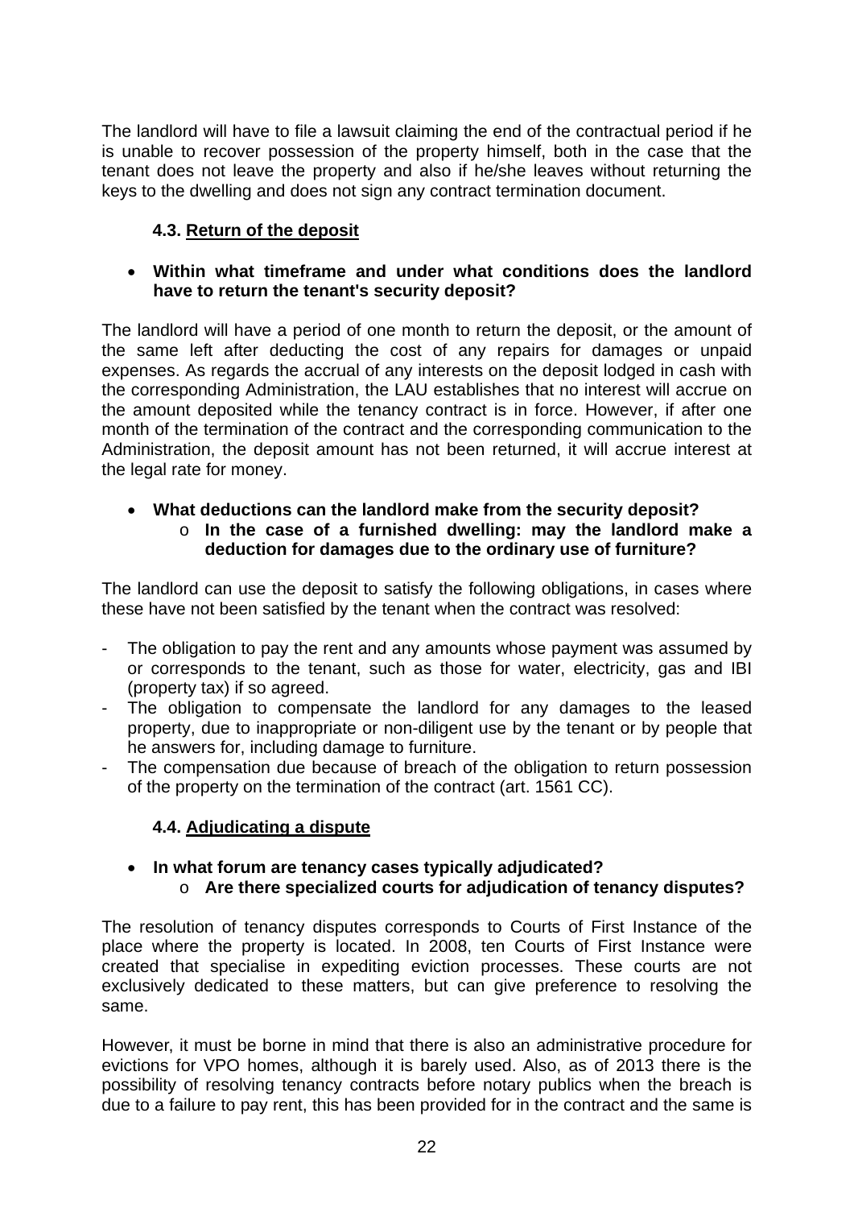The landlord will have to file a lawsuit claiming the end of the contractual period if he is unable to recover possession of the property himself, both in the case that the tenant does not leave the property and also if he/she leaves without returning the keys to the dwelling and does not sign any contract termination document.

### 4.3. Return of the deposit

- **Within what timeframe and under what conditions does the landlord have to return the tenant's security deposit?**

The landlord will have a period of one month to return the deposit, or the amount of the same left after deducting the cost of any repairs for damages or unpaid expenses. As regards the accrual of any interests on the deposit lodged in cash with the corresponding Administration, the LAU establishes that no interest will accrue on the amount deposited while the tenancy contract is in force. However, if after one month of the termination of the contract and the corresponding communication to the Administration, the deposit amount has not been returned, it will accrue interest at the legal rate for money.

- **What deductions can the landlord make from the security deposit?**
  - **In the case of a furnished dwelling: may the landlord make a deduction for damages due to the ordinary use of furniture?**

The landlord can use the deposit to satisfy the following obligations, in cases where these have not been satisfied by the tenant when the contract was resolved:

- The obligation to pay the rent and any amounts whose payment was assumed by or corresponds to the tenant, such as those for water, electricity, gas and IBI (property tax) if so agreed.
- The obligation to compensate the landlord for any damages to the leased property, due to inappropriate or non-diligent use by the tenant or by people that he answers for, including damage to furniture.
- The compensation due because of breach of the obligation to return possession of the property on the termination of the contract (art. 1561 CC).

### 4.4. Adjudicating a dispute

- **In what forum are tenancy cases typically adjudicated?**
  - **Are there specialized courts for adjudication of tenancy disputes?**

The resolution of tenancy disputes corresponds to Courts of First Instance of the place where the property is located. In 2008, ten Courts of First Instance were created that specialise in expediting eviction processes. These courts are not exclusively dedicated to these matters, but can give preference to resolving the same.

However, it must be borne in mind that there is also an administrative procedure for evictions for VPO homes, although it is barely used. Also, as of 2013 there is the possibility of resolving tenancy contracts before notary publics when the breach is due to a failure to pay rent, this has been provided for in the contract and the same is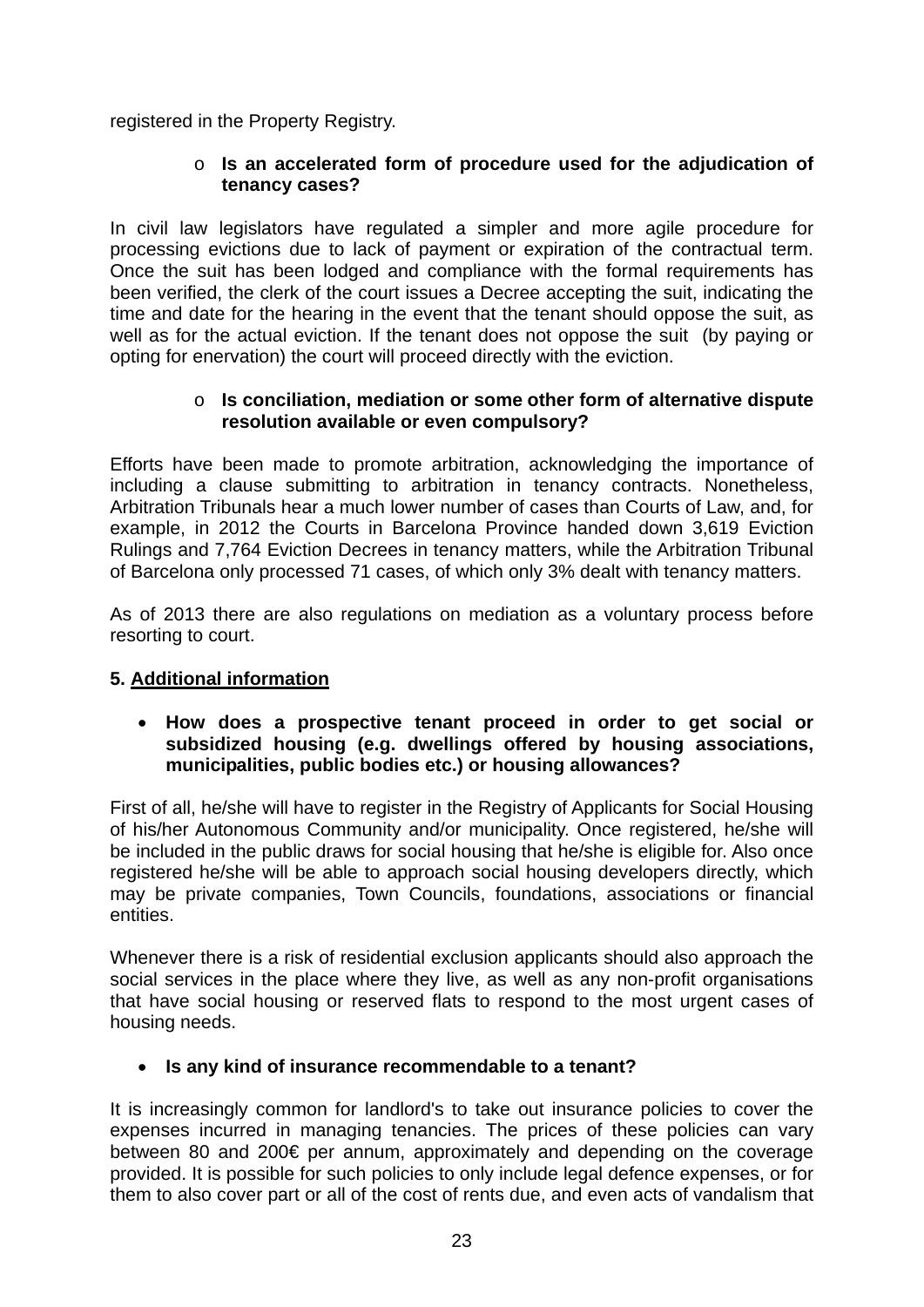registered in the Property Registry.

- **Is an accelerated form of procedure used for the adjudication of tenancy cases?**

In civil law legislators have regulated a simpler and more agile procedure for processing evictions due to lack of payment or expiration of the contractual term. Once the suit has been lodged and compliance with the formal requirements has been verified, the clerk of the court issues a Decree accepting the suit, indicating the time and date for the hearing in the event that the tenant should oppose the suit, as well as for the actual eviction. If the tenant does not oppose the suit (by paying or opting for enervation) the court will proceed directly with the eviction.

- **Is conciliation, mediation or some other form of alternative dispute resolution available or even compulsory?**

Efforts have been made to promote arbitration, acknowledging the importance of including a clause submitting to arbitration in tenancy contracts. Nonetheless, Arbitration Tribunals hear a much lower number of cases than Courts of Law, and, for example, in 2012 the Courts in Barcelona Province handed down 3,619 Eviction Rulings and 7,764 Eviction Decrees in tenancy matters, while the Arbitration Tribunal of Barcelona only processed 71 cases, of which only 3% dealt with tenancy matters.

As of 2013 there are also regulations on mediation as a voluntary process before resorting to court.

## 5. Additional information

- **How does a prospective tenant proceed in order to get social or subsidized housing (e.g. dwellings offered by housing associations, municipalities, public bodies etc.) or housing allowances?**

First of all, he/she will have to register in the Registry of Applicants for Social Housing of his/her Autonomous Community and/or municipality. Once registered, he/she will be included in the public draws for social housing that he/she is eligible for. Also once registered he/she will be able to approach social housing developers directly, which may be private companies, Town Councils, foundations, associations or financial entities.

Whenever there is a risk of residential exclusion applicants should also approach the social services in the place where they live, as well as any non-profit organisations that have social housing or reserved flats to respond to the most urgent cases of housing needs.

- **Is any kind of insurance recommendable to a tenant?**

It is increasingly common for landlord's to take out insurance policies to cover the expenses incurred in managing tenancies. The prices of these policies can vary between 80 and 200€ per annum, approximately and depending on the coverage provided. It is possible for such policies to only include legal defence expenses, or for them to also cover part or all of the cost of rents due, and even acts of vandalism that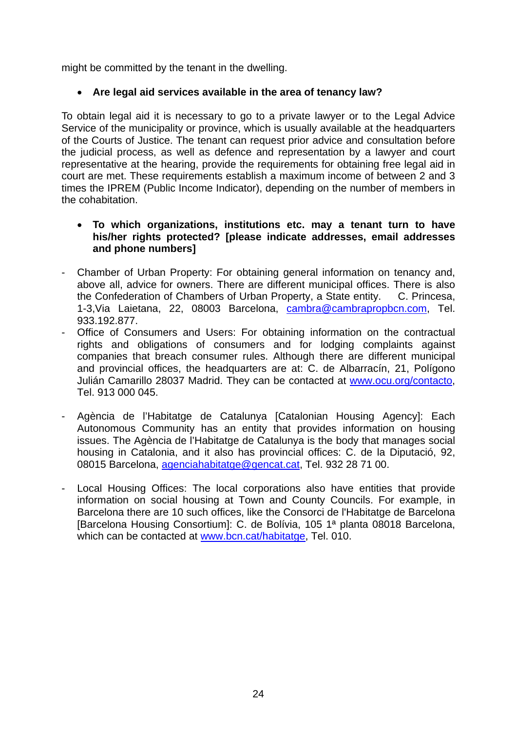might be committed by the tenant in the dwelling.

- **Are legal aid services available in the area of tenancy law?**

To obtain legal aid it is necessary to go to a private lawyer or to the Legal Advice Service of the municipality or province, which is usually available at the headquarters of the Courts of Justice. The tenant can request prior advice and consultation before the judicial process, as well as defence and representation by a lawyer and court representative at the hearing, provide the requirements for obtaining free legal aid in court are met. These requirements establish a maximum income of between 2 and 3 times the IPREM (Public Income Indicator), depending on the number of members in the cohabitation.

- **To which organizations, institutions etc. may a tenant turn to have his/her rights protected? [please indicate addresses, email addresses and phone numbers]**

- Chamber of Urban Property: For obtaining general information on tenancy and, above all, advice for owners. There are different municipal offices. There is also the Confederation of Chambers of Urban Property, a State entity. C. Princesa, 1-3,Via Laietana, 22, 08003 Barcelona, cambra@cambrapropbcn.com, Tel. 933.192.877.
- Office of Consumers and Users: For obtaining information on the contractual rights and obligations of consumers and for lodging complaints against companies that breach consumer rules. Although there are different municipal and provincial offices, the headquarters are at: C. de Albarracín, 21, Polígono Julián Camarillo 28037 Madrid. They can be contacted at www.ocu.org/contacto, Tel. 913 000 045.
- Agència de l'Habitatge de Catalunya [Catalonian Housing Agency]: Each Autonomous Community has an entity that provides information on housing issues. The Agència de l'Habitatge de Catalunya is the body that manages social housing in Catalonia, and it also has provincial offices: C. de la Diputació, 92, 08015 Barcelona, agenciahabitatge@gencat.cat, Tel. 932 28 71 00.
- Local Housing Offices: The local corporations also have entities that provide information on social housing at Town and County Councils. For example, in Barcelona there are 10 such offices, like the Consorci de l'Habitatge de Barcelona [Barcelona Housing Consortium]: C. de Bolívia, 105 1ª planta 08018 Barcelona, which can be contacted at www.bcn.cat/habitatge, Tel. 010.